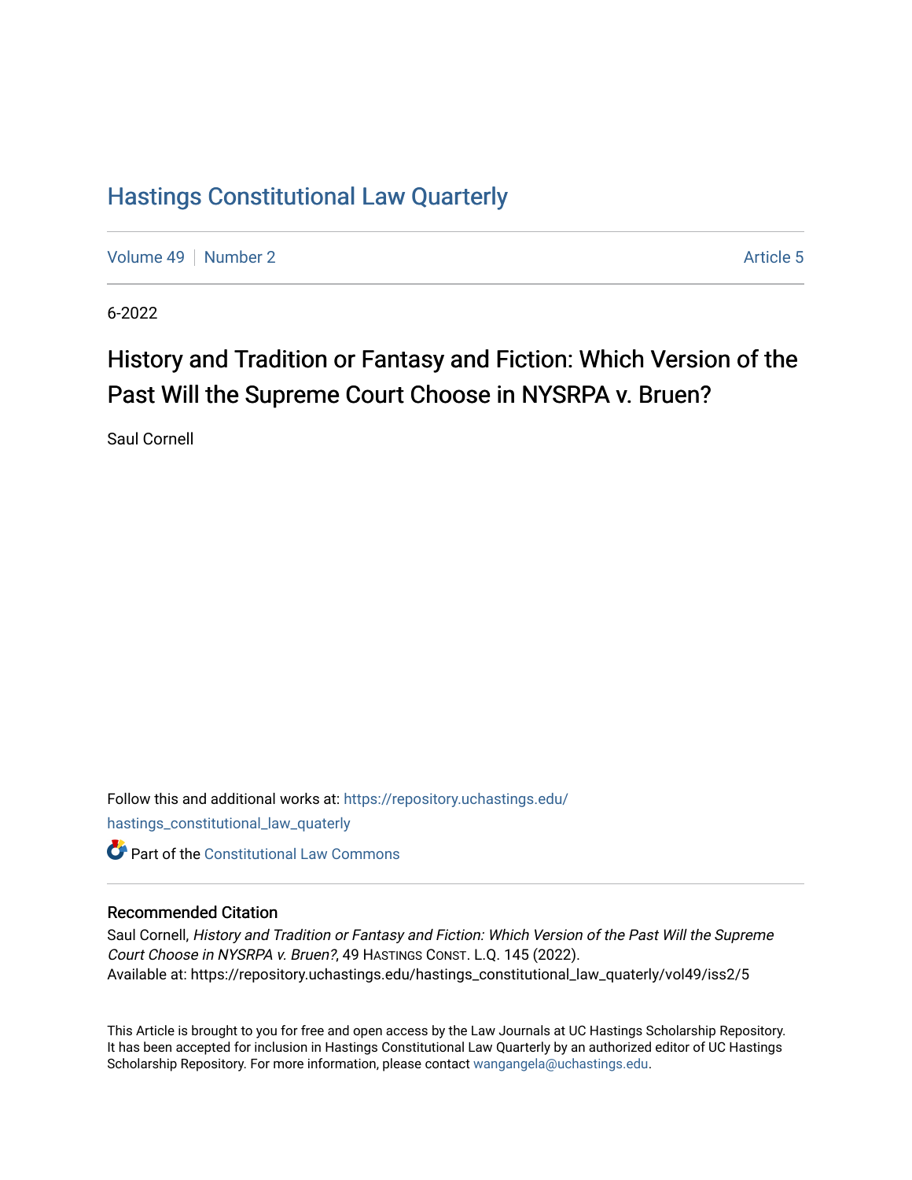# Hastings Constitutional Law Quarterly

Volume 49 | Number 2 Article 5

6-2022

## History and Tradition or Fantasy and Fiction: Which Version of the Past Will the Supreme Court Choose in NYSRPA v. Bruen?

Saul Cornell

Follow this and additional works at: https://repository.uchastings.edu/hastings_constitutional_law_quaterly

Part of the Constitutional Law Commons

### Recommended Citation

Saul Cornell, *History and Tradition or Fantasy and Fiction: Which Version of the Past Will the Supreme Court Choose in NYSRPA v. Bruen?*, 49 Hastings Const. L.Q. 145 (2022).
Available at: https://repository.uchastings.edu/hastings_constitutional_law_quaterly/vol49/iss2/5

This Article is brought to you for free and open access by the Law Journals at UC Hastings Scholarship Repository. It has been accepted for inclusion in Hastings Constitutional Law Quarterly by an authorized editor of UC Hastings Scholarship Repository. For more information, please contact wangangela@uchastings.edu.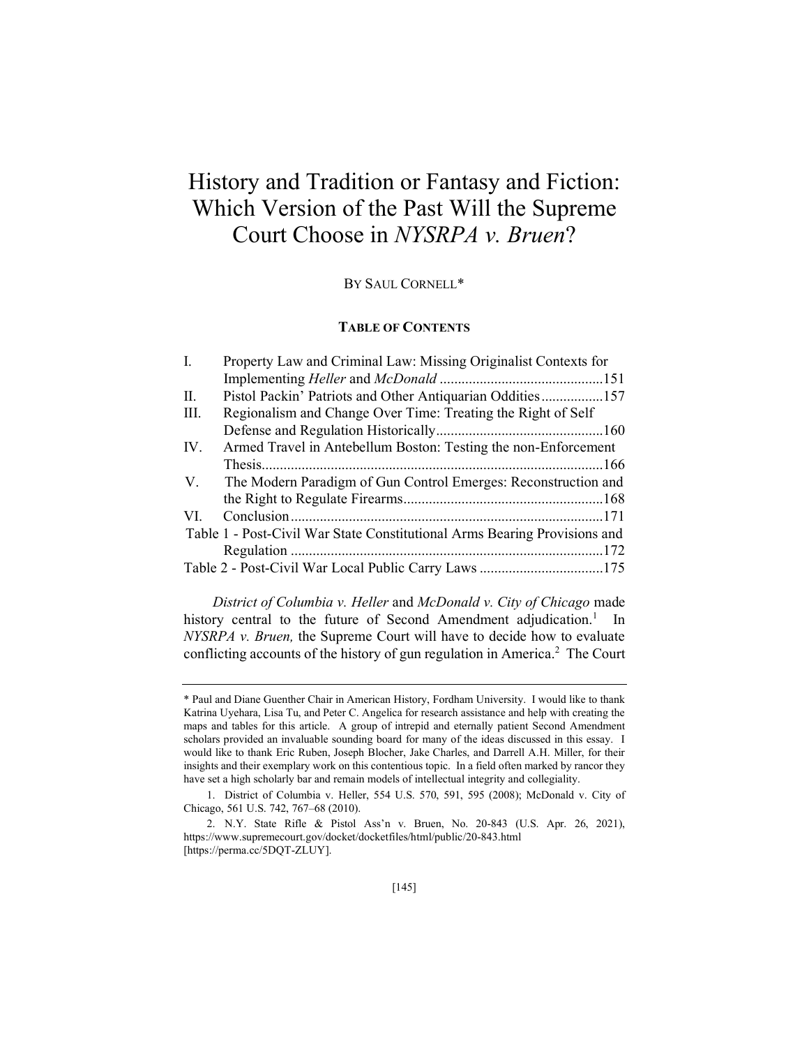# History and Tradition or Fantasy and Fiction: Which Version of the Past Will the Supreme Court Choose in *NYSRPA v. Bruen*?

BY SAUL CORNELL*

**TABLE OF CONTENTS**

| | | |
|---|---|---|
| I. | Property Law and Criminal Law: Missing Originalist Contexts for Implementing *Heller* and *McDonald* | 151 |
| II. | Pistol Packin' Patriots and Other Antiquarian Oddities | 157 |
| III. | Regionalism and Change Over Time: Treating the Right of Self Defense and Regulation Historically | 160 |
| IV. | Armed Travel in Antebellum Boston: Testing the non-Enforcement Thesis | 166 |
| V. | The Modern Paradigm of Gun Control Emerges: Reconstruction and the Right to Regulate Firearms | 168 |
| VI. | Conclusion | 171 |
| | Table 1 - Post-Civil War State Constitutional Arms Bearing Provisions and Regulation | 172 |
| | Table 2 - Post-Civil War Local Public Carry Laws | 175 |

*District of Columbia v. Heller* and *McDonald v. City of Chicago* made history central to the future of Second Amendment adjudication.[1] In *NYSRPA v. Bruen,* the Supreme Court will have to decide how to evaluate conflicting accounts of the history of gun regulation in America.[2] The Court

---

\* Paul and Diane Guenther Chair in American History, Fordham University. I would like to thank Katrina Uyehara, Lisa Tu, and Peter C. Angelica for research assistance and help with creating the maps and tables for this article. A group of intrepid and eternally patient Second Amendment scholars provided an invaluable sounding board for many of the ideas discussed in this essay. I would like to thank Eric Ruben, Joseph Blocher, Jake Charles, and Darrell A.H. Miller, for their insights and their exemplary work on this contentious topic. In a field often marked by rancor they have set a high scholarly bar and remain models of intellectual integrity and collegiality.

1. District of Columbia v. Heller, 554 U.S. 570, 591, 595 (2008); McDonald v. City of Chicago, 561 U.S. 742, 767–68 (2010).

2. N.Y. State Rifle & Pistol Ass'n v. Bruen, No. 20-843 (U.S. Apr. 26, 2021), https://www.supremecourt.gov/docket/docketfiles/html/public/20-843.html [https://perma.cc/5DQT-ZLUY].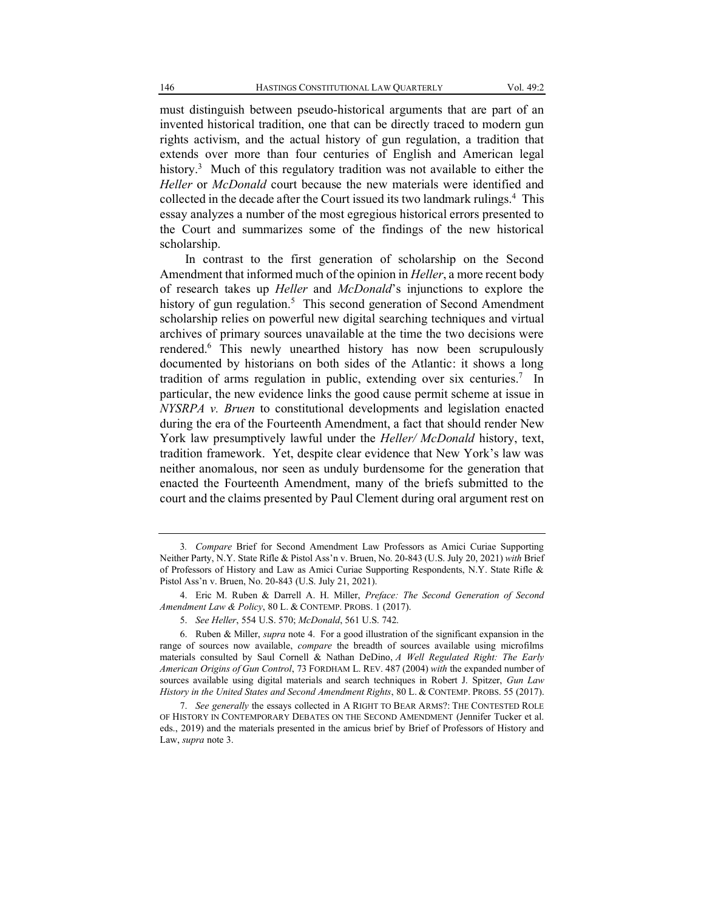must distinguish between pseudo-historical arguments that are part of an invented historical tradition, one that can be directly traced to modern gun rights activism, and the actual history of gun regulation, a tradition that extends over more than four centuries of English and American legal history.[3] Much of this regulatory tradition was not available to either the *Heller* or *McDonald* court because the new materials were identified and collected in the decade after the Court issued its two landmark rulings.[4] This essay analyzes a number of the most egregious historical errors presented to the Court and summarizes some of the findings of the new historical scholarship.

In contrast to the first generation of scholarship on the Second Amendment that informed much of the opinion in *Heller*, a more recent body of research takes up *Heller* and *McDonald*'s injunctions to explore the history of gun regulation.[5] This second generation of Second Amendment scholarship relies on powerful new digital searching techniques and virtual archives of primary sources unavailable at the time the two decisions were rendered.[6] This newly unearthed history has now been scrupulously documented by historians on both sides of the Atlantic: it shows a long tradition of arms regulation in public, extending over six centuries.[7] In particular, the new evidence links the good cause permit scheme at issue in *NYSRPA v. Bruen* to constitutional developments and legislation enacted during the era of the Fourteenth Amendment, a fact that should render New York law presumptively lawful under the *Heller/ McDonald* history, text, tradition framework. Yet, despite clear evidence that New York's law was neither anomalous, nor seen as unduly burdensome for the generation that enacted the Fourteenth Amendment, many of the briefs submitted to the court and the claims presented by Paul Clement during oral argument rest on

---

3. *Compare* Brief for Second Amendment Law Professors as Amici Curiae Supporting Neither Party, N.Y. State Rifle & Pistol Ass'n v. Bruen, No. 20-843 (U.S. July 20, 2021) *with* Brief of Professors of History and Law as Amici Curiae Supporting Respondents, N.Y. State Rifle & Pistol Ass'n v. Bruen, No. 20-843 (U.S. July 21, 2021).

4. Eric M. Ruben & Darrell A. H. Miller, *Preface: The Second Generation of Second Amendment Law & Policy*, 80 L. & CONTEMP. PROBS. 1 (2017).

5. *See Heller*, 554 U.S. 570; *McDonald*, 561 U.S. 742.

6. Ruben & Miller, *supra* note 4. For a good illustration of the significant expansion in the range of sources now available, *compare* the breadth of sources available using microfilms materials consulted by Saul Cornell & Nathan DeDino, *A Well Regulated Right: The Early American Origins of Gun Control*, 73 FORDHAM L. REV. 487 (2004) *with* the expanded number of sources available using digital materials and search techniques in Robert J. Spitzer, *Gun Law History in the United States and Second Amendment Rights*, 80 L. & CONTEMP. PROBS. 55 (2017).

7. *See generally* the essays collected in A RIGHT TO BEAR ARMS?: THE CONTESTED ROLE OF HISTORY IN CONTEMPORARY DEBATES ON THE SECOND AMENDMENT (Jennifer Tucker et al. eds., 2019) and the materials presented in the amicus brief by Brief of Professors of History and Law, *supra* note 3.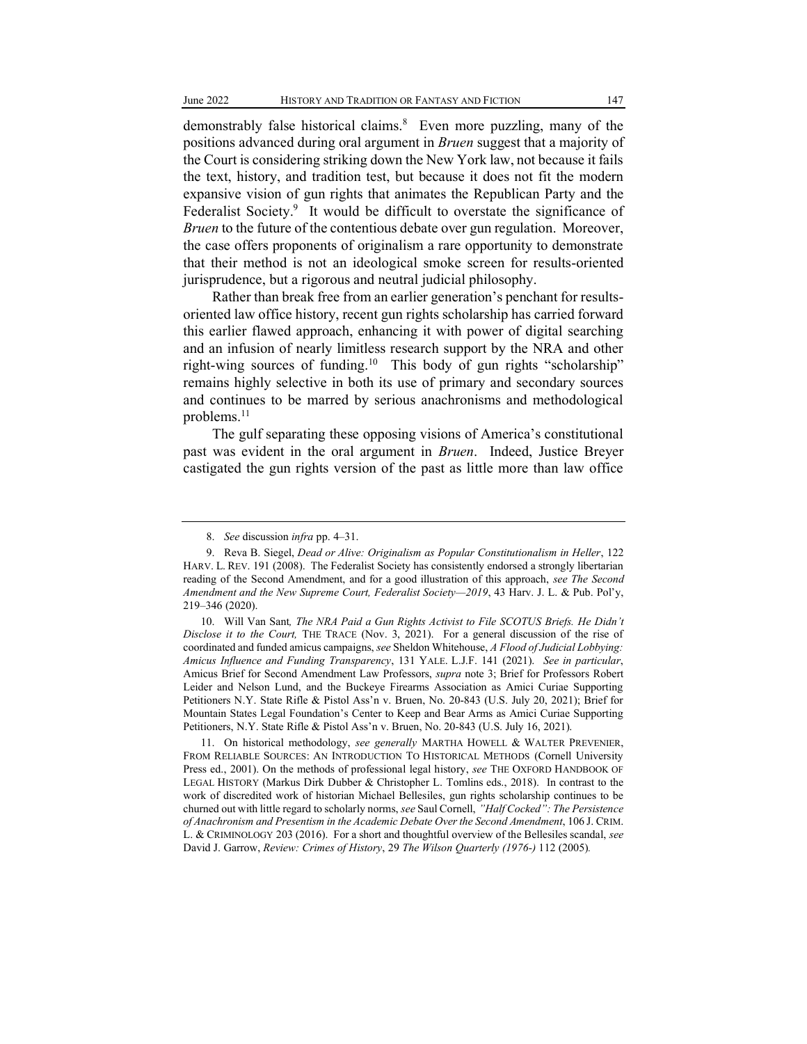demonstrably false historical claims.[8] Even more puzzling, many of the positions advanced during oral argument in *Bruen* suggest that a majority of the Court is considering striking down the New York law, not because it fails the text, history, and tradition test, but because it does not fit the modern expansive vision of gun rights that animates the Republican Party and the Federalist Society.[9] It would be difficult to overstate the significance of *Bruen* to the future of the contentious debate over gun regulation. Moreover, the case offers proponents of originalism a rare opportunity to demonstrate that their method is not an ideological smoke screen for results-oriented jurisprudence, but a rigorous and neutral judicial philosophy.

Rather than break free from an earlier generation's penchant for results-oriented law office history, recent gun rights scholarship has carried forward this earlier flawed approach, enhancing it with power of digital searching and an infusion of nearly limitless research support by the NRA and other right-wing sources of funding.[10] This body of gun rights "scholarship" remains highly selective in both its use of primary and secondary sources and continues to be marred by serious anachronisms and methodological problems.[11]

The gulf separating these opposing visions of America's constitutional past was evident in the oral argument in *Bruen*. Indeed, Justice Breyer castigated the gun rights version of the past as little more than law office

---

8. *See* discussion *infra* pp. 4–31.

9. Reva B. Siegel, *Dead or Alive: Originalism as Popular Constitutionalism in Heller*, 122 HARV. L. REV. 191 (2008). The Federalist Society has consistently endorsed a strongly libertarian reading of the Second Amendment, and for a good illustration of this approach, *see The Second Amendment and the New Supreme Court, Federalist Society—2019*, 43 Harv. J. L. & Pub. Pol'y, 219–346 (2020).

10. Will Van Sant*, The NRA Paid a Gun Rights Activist to File SCOTUS Briefs. He Didn't Disclose it to the Court,* THE TRACE (Nov. 3, 2021). For a general discussion of the rise of coordinated and funded amicus campaigns, *see* Sheldon Whitehouse, *A Flood of Judicial Lobbying: Amicus Influence and Funding Transparency*, 131 YALE. L.J.F. 141 (2021). *See in particular*, Amicus Brief for Second Amendment Law Professors, *supra* note 3; Brief for Professors Robert Leider and Nelson Lund, and the Buckeye Firearms Association as Amici Curiae Supporting Petitioners N.Y. State Rifle & Pistol Ass'n v. Bruen, No. 20-843 (U.S. July 20, 2021); Brief for Mountain States Legal Foundation's Center to Keep and Bear Arms as Amici Curiae Supporting Petitioners, N.Y. State Rifle & Pistol Ass'n v. Bruen, No. 20-843 (U.S. July 16, 2021).

11. On historical methodology, *see generally* MARTHA HOWELL & WALTER PREVENIER, FROM RELIABLE SOURCES: AN INTRODUCTION TO HISTORICAL METHODS (Cornell University Press ed., 2001). On the methods of professional legal history, *see* THE OXFORD HANDBOOK OF LEGAL HISTORY (Markus Dirk Dubber & Christopher L. Tomlins eds., 2018). In contrast to the work of discredited work of historian Michael Bellesiles, gun rights scholarship continues to be churned out with little regard to scholarly norms, *see* Saul Cornell, *"Half Cocked": The Persistence of Anachronism and Presentism in the Academic Debate Over the Second Amendment*, 106 J. CRIM. L. & CRIMINOLOGY 203 (2016). For a short and thoughtful overview of the Bellesiles scandal, *see* David J. Garrow, *Review: Crimes of History*, 29 *The Wilson Quarterly (1976-)* 112 (2005)*.*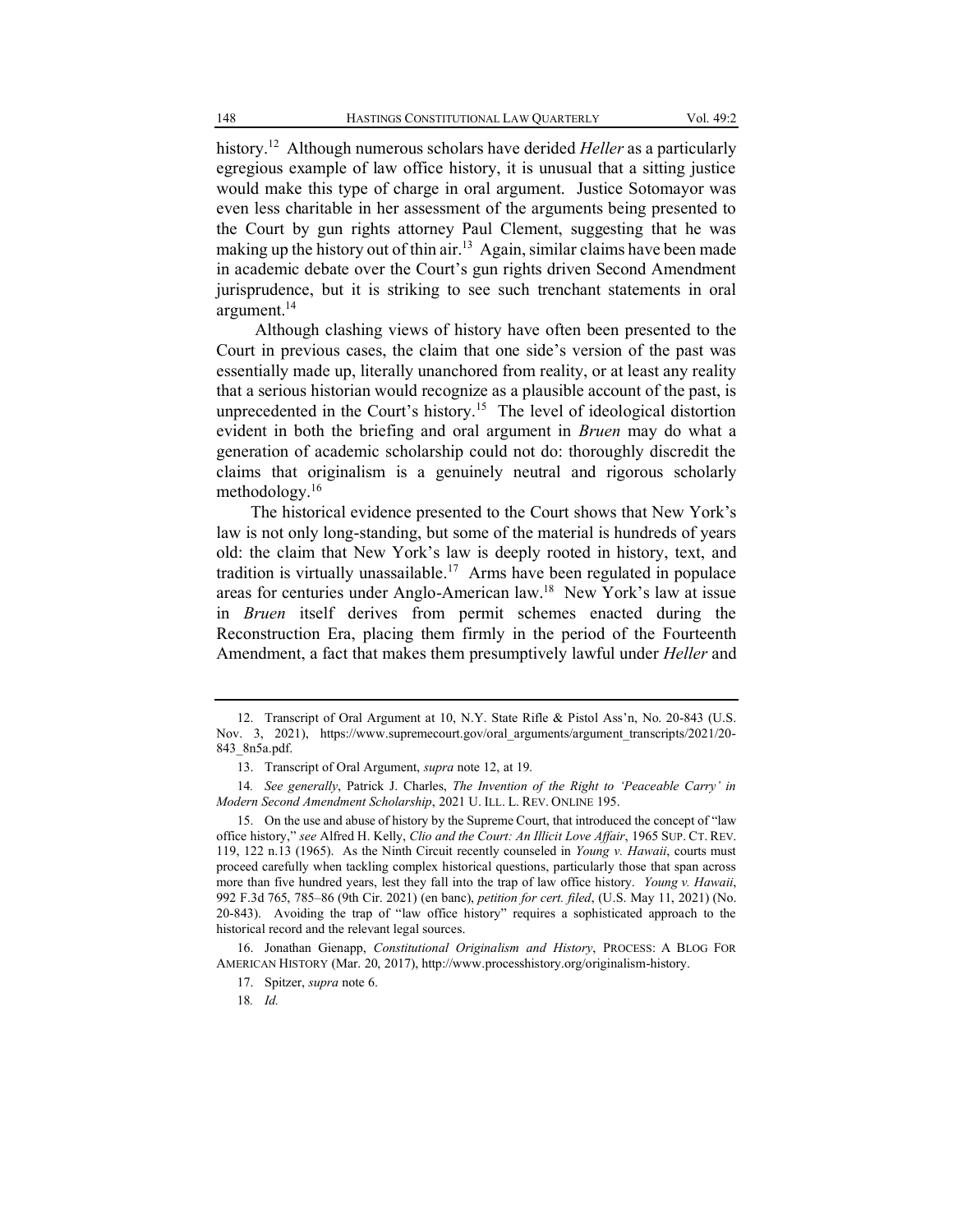history.[12] Although numerous scholars have derided *Heller* as a particularly egregious example of law office history, it is unusual that a sitting justice would make this type of charge in oral argument. Justice Sotomayor was even less charitable in her assessment of the arguments being presented to the Court by gun rights attorney Paul Clement, suggesting that he was making up the history out of thin air.[13] Again, similar claims have been made in academic debate over the Court's gun rights driven Second Amendment jurisprudence, but it is striking to see such trenchant statements in oral argument.[14]

Although clashing views of history have often been presented to the Court in previous cases, the claim that one side's version of the past was essentially made up, literally unanchored from reality, or at least any reality that a serious historian would recognize as a plausible account of the past, is unprecedented in the Court's history.[15] The level of ideological distortion evident in both the briefing and oral argument in *Bruen* may do what a generation of academic scholarship could not do: thoroughly discredit the claims that originalism is a genuinely neutral and rigorous scholarly methodology.[16]

The historical evidence presented to the Court shows that New York's law is not only long-standing, but some of the material is hundreds of years old: the claim that New York's law is deeply rooted in history, text, and tradition is virtually unassailable.[17] Arms have been regulated in populace areas for centuries under Anglo-American law.[18] New York's law at issue in *Bruen* itself derives from permit schemes enacted during the Reconstruction Era, placing them firmly in the period of the Fourteenth Amendment, a fact that makes them presumptively lawful under *Heller* and

---

12. Transcript of Oral Argument at 10, N.Y. State Rifle & Pistol Ass'n, No. 20-843 (U.S. Nov. 3, 2021), https://www.supremecourt.gov/oral_arguments/argument_transcripts/2021/20-843_8n5a.pdf.

13. Transcript of Oral Argument, *supra* note 12, at 19.

14. *See generally*, Patrick J. Charles, *The Invention of the Right to 'Peaceable Carry' in Modern Second Amendment Scholarship*, 2021 U. ILL. L. REV. ONLINE 195.

15. On the use and abuse of history by the Supreme Court, that introduced the concept of "law office history," *see* Alfred H. Kelly, *Clio and the Court: An Illicit Love Affair*, 1965 SUP. CT. REV. 119, 122 n.13 (1965). As the Ninth Circuit recently counseled in *Young v. Hawaii*, courts must proceed carefully when tackling complex historical questions, particularly those that span across more than five hundred years, lest they fall into the trap of law office history. *Young v. Hawaii*, 992 F.3d 765, 785–86 (9th Cir. 2021) (en banc), *petition for cert. filed*, (U.S. May 11, 2021) (No. 20-843). Avoiding the trap of "law office history" requires a sophisticated approach to the historical record and the relevant legal sources.

16. Jonathan Gienapp, *Constitutional Originalism and History*, PROCESS: A BLOG FOR AMERICAN HISTORY (Mar. 20, 2017), http://www.processhistory.org/originalism-history.

17. Spitzer, *supra* note 6.

18. *Id.*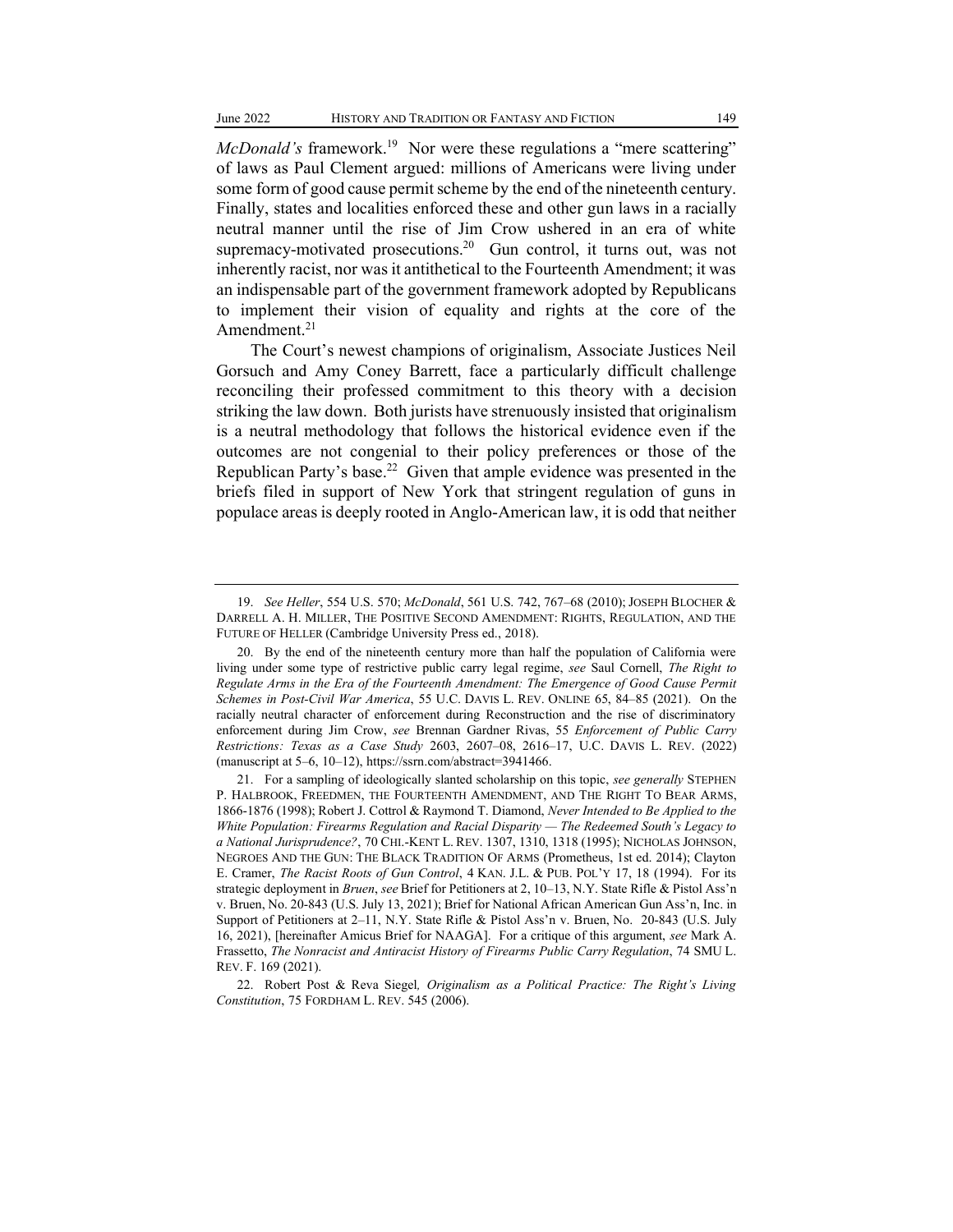*McDonald's* framework.[19] Nor were these regulations a "mere scattering" of laws as Paul Clement argued: millions of Americans were living under some form of good cause permit scheme by the end of the nineteenth century. Finally, states and localities enforced these and other gun laws in a racially neutral manner until the rise of Jim Crow ushered in an era of white supremacy-motivated prosecutions.[20] Gun control, it turns out, was not inherently racist, nor was it antithetical to the Fourteenth Amendment; it was an indispensable part of the government framework adopted by Republicans to implement their vision of equality and rights at the core of the Amendment.[21]

The Court's newest champions of originalism, Associate Justices Neil Gorsuch and Amy Coney Barrett, face a particularly difficult challenge reconciling their professed commitment to this theory with a decision striking the law down. Both jurists have strenuously insisted that originalism is a neutral methodology that follows the historical evidence even if the outcomes are not congenial to their policy preferences or those of the Republican Party's base.[22] Given that ample evidence was presented in the briefs filed in support of New York that stringent regulation of guns in populace areas is deeply rooted in Anglo-American law, it is odd that neither

---

19. *See Heller*, 554 U.S. 570; *McDonald*, 561 U.S. 742, 767–68 (2010); JOSEPH BLOCHER & DARRELL A. H. MILLER, THE POSITIVE SECOND AMENDMENT: RIGHTS, REGULATION, AND THE FUTURE OF HELLER (Cambridge University Press ed., 2018).

20. By the end of the nineteenth century more than half the population of California were living under some type of restrictive public carry legal regime, *see* Saul Cornell, *The Right to Regulate Arms in the Era of the Fourteenth Amendment: The Emergence of Good Cause Permit Schemes in Post-Civil War America*, 55 U.C. DAVIS L. REV. ONLINE 65, 84–85 (2021). On the racially neutral character of enforcement during Reconstruction and the rise of discriminatory enforcement during Jim Crow, *see* Brennan Gardner Rivas, 55 *Enforcement of Public Carry Restrictions: Texas as a Case Study* 2603, 2607–08, 2616–17, U.C. DAVIS L. REV. (2022) (manuscript at 5–6, 10–12), https://ssrn.com/abstract=3941466.

21. For a sampling of ideologically slanted scholarship on this topic, *see generally* STEPHEN P. HALBROOK, FREEDMEN, THE FOURTEENTH AMENDMENT, AND THE RIGHT TO BEAR ARMS, 1866-1876 (1998); Robert J. Cottrol & Raymond T. Diamond, *Never Intended to Be Applied to the White Population: Firearms Regulation and Racial Disparity — The Redeemed South's Legacy to a National Jurisprudence?*, 70 CHI.-KENT L. REV. 1307, 1310, 1318 (1995); NICHOLAS JOHNSON, NEGROES AND THE GUN: THE BLACK TRADITION OF ARMS (Prometheus, 1st ed. 2014); Clayton E. Cramer, *The Racist Roots of Gun Control*, 4 KAN. J.L. & PUB. POL'Y 17, 18 (1994). For its strategic deployment in *Bruen*, *see* Brief for Petitioners at 2, 10–13, N.Y. State Rifle & Pistol Ass'n v. Bruen, No. 20-843 (U.S. July 13, 2021); Brief for National African American Gun Ass'n, Inc. in Support of Petitioners at 2–11, N.Y. State Rifle & Pistol Ass'n v. Bruen, No. 20-843 (U.S. July 16, 2021), [hereinafter Amicus Brief for NAAGA]. For a critique of this argument, *see* Mark A. Frassetto, *The Nonracist and Antiracist History of Firearms Public Carry Regulation*, 74 SMU L. REV. F. 169 (2021).

22. Robert Post & Reva Siegel*, Originalism as a Political Practice: The Right's Living Constitution*, 75 FORDHAM L. REV. 545 (2006).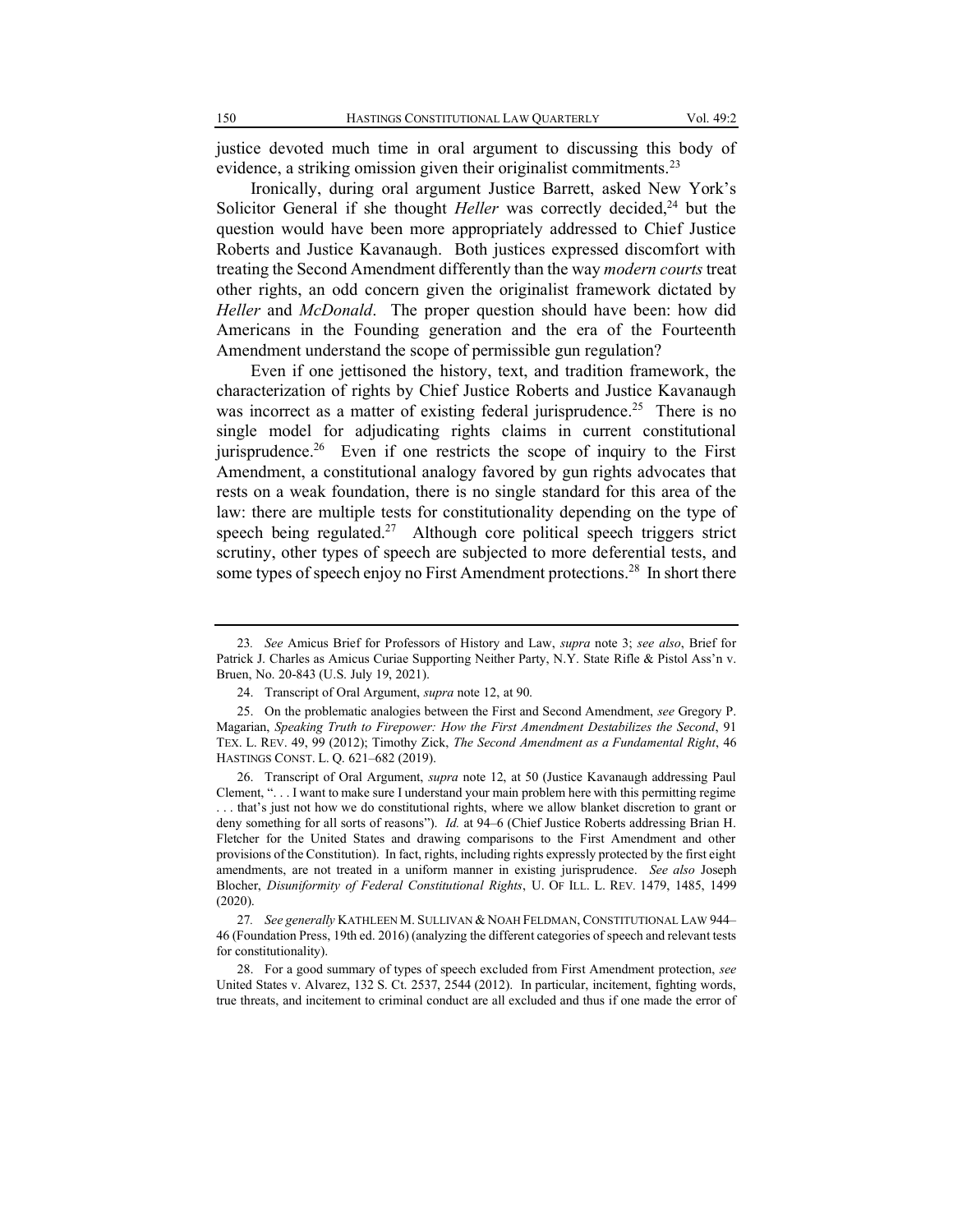justice devoted much time in oral argument to discussing this body of evidence, a striking omission given their originalist commitments.[23]

Ironically, during oral argument Justice Barrett, asked New York's Solicitor General if she thought *Heller* was correctly decided,[24] but the question would have been more appropriately addressed to Chief Justice Roberts and Justice Kavanaugh. Both justices expressed discomfort with treating the Second Amendment differently than the way *modern courts* treat other rights, an odd concern given the originalist framework dictated by *Heller* and *McDonald*. The proper question should have been: how did Americans in the Founding generation and the era of the Fourteenth Amendment understand the scope of permissible gun regulation?

Even if one jettisoned the history, text, and tradition framework, the characterization of rights by Chief Justice Roberts and Justice Kavanaugh was incorrect as a matter of existing federal jurisprudence.[25] There is no single model for adjudicating rights claims in current constitutional jurisprudence.[26] Even if one restricts the scope of inquiry to the First Amendment, a constitutional analogy favored by gun rights advocates that rests on a weak foundation, there is no single standard for this area of the law: there are multiple tests for constitutionality depending on the type of speech being regulated.[27] Although core political speech triggers strict scrutiny, other types of speech are subjected to more deferential tests, and some types of speech enjoy no First Amendment protections.[28] In short there

---

23. *See* Amicus Brief for Professors of History and Law, *supra* note 3; *see also*, Brief for Patrick J. Charles as Amicus Curiae Supporting Neither Party, N.Y. State Rifle & Pistol Ass'n v. Bruen, No. 20-843 (U.S. July 19, 2021).

24. Transcript of Oral Argument, *supra* note 12, at 90.

25. On the problematic analogies between the First and Second Amendment, *see* Gregory P. Magarian, *Speaking Truth to Firepower: How the First Amendment Destabilizes the Second*, 91 TEX. L. REV. 49, 99 (2012); Timothy Zick, *The Second Amendment as a Fundamental Right*, 46 HASTINGS CONST. L. Q. 621–682 (2019).

26. Transcript of Oral Argument, *supra* note 12, at 50 (Justice Kavanaugh addressing Paul Clement, ". . . I want to make sure I understand your main problem here with this permitting regime . . . that's just not how we do constitutional rights, where we allow blanket discretion to grant or deny something for all sorts of reasons"). *Id.* at 94–6 (Chief Justice Roberts addressing Brian H. Fletcher for the United States and drawing comparisons to the First Amendment and other provisions of the Constitution). In fact, rights, including rights expressly protected by the first eight amendments, are not treated in a uniform manner in existing jurisprudence. *See also* Joseph Blocher, *Disuniformity of Federal Constitutional Rights*, U. OF ILL. L. REV. 1479, 1485, 1499 (2020).

27. *See generally* KATHLEEN M. SULLIVAN & NOAH FELDMAN, CONSTITUTIONAL LAW 944–46 (Foundation Press, 19th ed. 2016) (analyzing the different categories of speech and relevant tests for constitutionality).

28. For a good summary of types of speech excluded from First Amendment protection, *see* United States v. Alvarez, 132 S. Ct. 2537, 2544 (2012). In particular, incitement, fighting words, true threats, and incitement to criminal conduct are all excluded and thus if one made the error of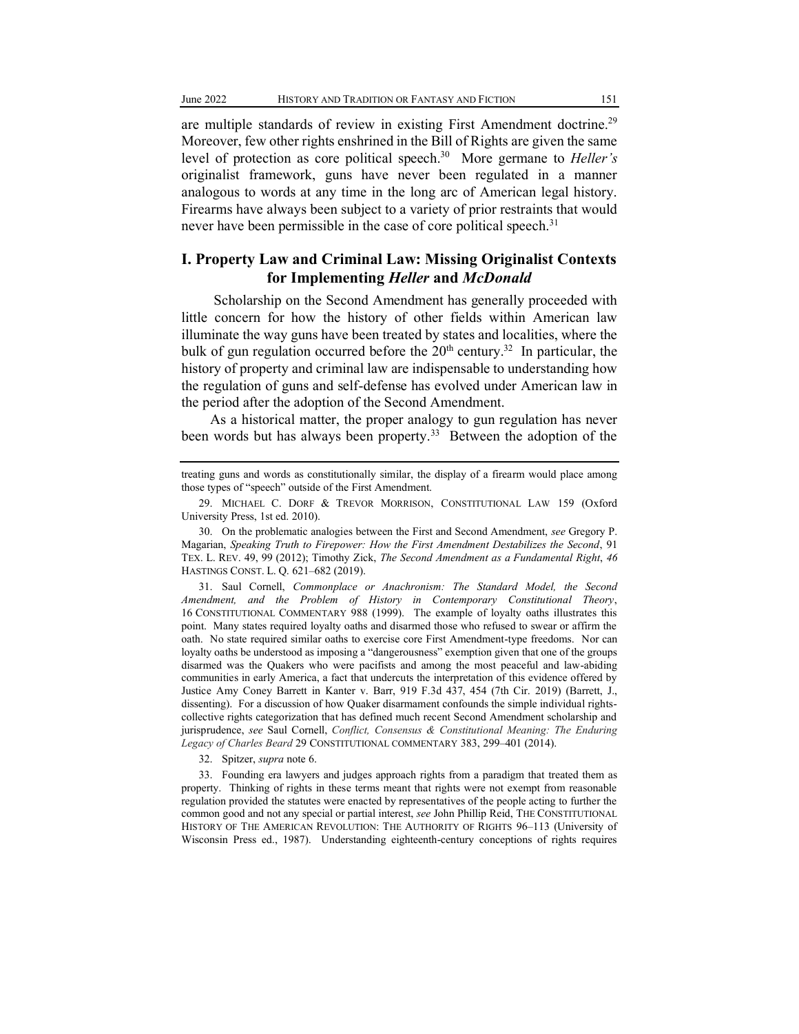are multiple standards of review in existing First Amendment doctrine.[29] Moreover, few other rights enshrined in the Bill of Rights are given the same level of protection as core political speech.[30] More germane to *Heller's* originalist framework, guns have never been regulated in a manner analogous to words at any time in the long arc of American legal history. Firearms have always been subject to a variety of prior restraints that would never have been permissible in the case of core political speech.[31]

## I. Property Law and Criminal Law: Missing Originalist Contexts for Implementing *Heller* and *McDonald*

Scholarship on the Second Amendment has generally proceeded with little concern for how the history of other fields within American law illuminate the way guns have been treated by states and localities, where the bulk of gun regulation occurred before the 20th century.[32] In particular, the history of property and criminal law are indispensable to understanding how the regulation of guns and self-defense has evolved under American law in the period after the adoption of the Second Amendment.

As a historical matter, the proper analogy to gun regulation has never been words but has always been property.[33] Between the adoption of the

---

treating guns and words as constitutionally similar, the display of a firearm would place among those types of "speech" outside of the First Amendment.

29. MICHAEL C. DORF & TREVOR MORRISON, CONSTITUTIONAL LAW 159 (Oxford University Press, 1st ed. 2010).

30. On the problematic analogies between the First and Second Amendment, *see* Gregory P. Magarian, *Speaking Truth to Firepower: How the First Amendment Destabilizes the Second*, 91 TEX. L. REV. 49, 99 (2012); Timothy Zick, *The Second Amendment as a Fundamental Right*, *46* HASTINGS CONST. L. Q. 621–682 (2019).

31. Saul Cornell, *Commonplace or Anachronism: The Standard Model, the Second Amendment, and the Problem of History in Contemporary Constitutional Theory*, 16 CONSTITUTIONAL COMMENTARY 988 (1999). The example of loyalty oaths illustrates this point. Many states required loyalty oaths and disarmed those who refused to swear or affirm the oath. No state required similar oaths to exercise core First Amendment-type freedoms. Nor can loyalty oaths be understood as imposing a "dangerousness" exemption given that one of the groups disarmed was the Quakers who were pacifists and among the most peaceful and law-abiding communities in early America, a fact that undercuts the interpretation of this evidence offered by Justice Amy Coney Barrett in Kanter v. Barr, 919 F.3d 437, 454 (7th Cir. 2019) (Barrett, J., dissenting). For a discussion of how Quaker disarmament confounds the simple individual rights-collective rights categorization that has defined much recent Second Amendment scholarship and jurisprudence, *see* Saul Cornell, *Conflict, Consensus & Constitutional Meaning: The Enduring Legacy of Charles Beard* 29 CONSTITUTIONAL COMMENTARY 383, 299–401 (2014).

32. Spitzer, *supra* note 6.

33. Founding era lawyers and judges approach rights from a paradigm that treated them as property. Thinking of rights in these terms meant that rights were not exempt from reasonable regulation provided the statutes were enacted by representatives of the people acting to further the common good and not any special or partial interest, *see* John Phillip Reid, THE CONSTITUTIONAL HISTORY OF THE AMERICAN REVOLUTION: THE AUTHORITY OF RIGHTS 96–113 (University of Wisconsin Press ed., 1987). Understanding eighteenth-century conceptions of rights requires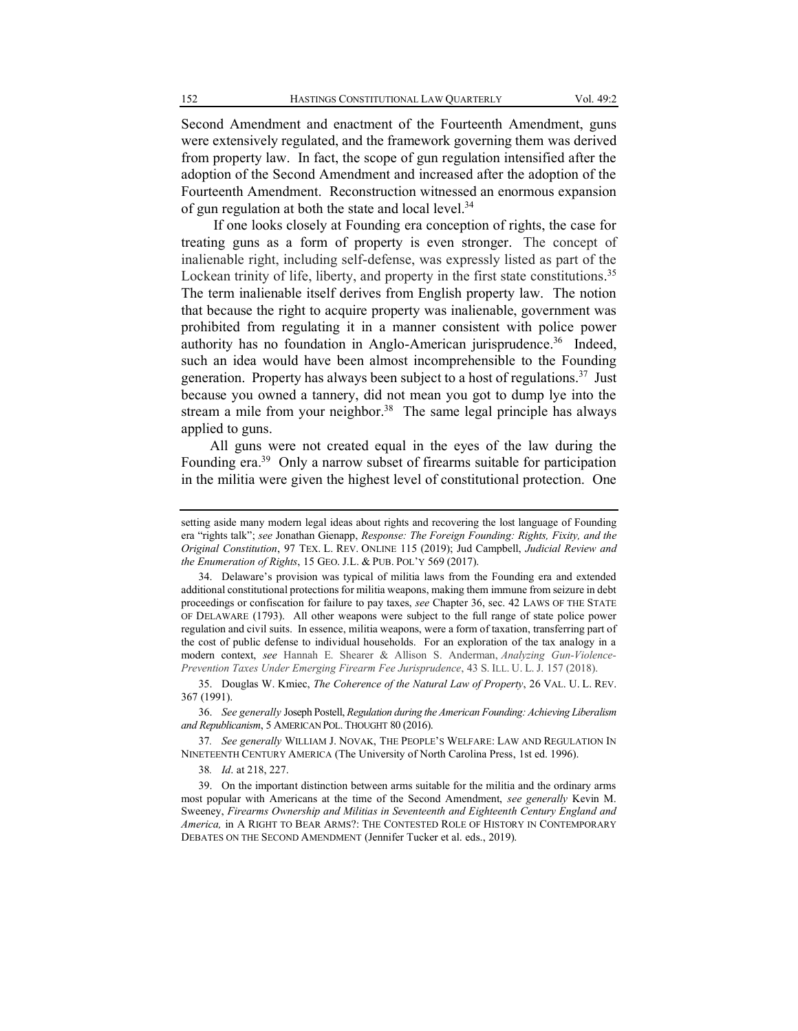Second Amendment and enactment of the Fourteenth Amendment, guns were extensively regulated, and the framework governing them was derived from property law. In fact, the scope of gun regulation intensified after the adoption of the Second Amendment and increased after the adoption of the Fourteenth Amendment. Reconstruction witnessed an enormous expansion of gun regulation at both the state and local level.[34]

If one looks closely at Founding era conception of rights, the case for treating guns as a form of property is even stronger. The concept of inalienable right, including self-defense, was expressly listed as part of the Lockean trinity of life, liberty, and property in the first state constitutions.[35] The term inalienable itself derives from English property law. The notion that because the right to acquire property was inalienable, government was prohibited from regulating it in a manner consistent with police power authority has no foundation in Anglo-American jurisprudence.[36] Indeed, such an idea would have been almost incomprehensible to the Founding generation. Property has always been subject to a host of regulations.[37] Just because you owned a tannery, did not mean you got to dump lye into the stream a mile from your neighbor.[38] The same legal principle has always applied to guns.

All guns were not created equal in the eyes of the law during the Founding era.[39] Only a narrow subset of firearms suitable for participation in the militia were given the highest level of constitutional protection. One

---

setting aside many modern legal ideas about rights and recovering the lost language of Founding era "rights talk"; *see* Jonathan Gienapp, *Response: The Foreign Founding: Rights, Fixity, and the Original Constitution*, 97 TEX. L. REV. ONLINE 115 (2019); Jud Campbell, *Judicial Review and the Enumeration of Rights*, 15 GEO. J.L. & PUB. POL'Y 569 (2017).

34. Delaware's provision was typical of militia laws from the Founding era and extended additional constitutional protections for militia weapons, making them immune from seizure in debt proceedings or confiscation for failure to pay taxes, *see* Chapter 36, sec. 42 LAWS OF THE STATE OF DELAWARE (1793). All other weapons were subject to the full range of state police power regulation and civil suits. In essence, militia weapons, were a form of taxation, transferring part of the cost of public defense to individual households. For an exploration of the tax analogy in a modern context, *see* Hannah E. Shearer & Allison S. Anderman, *Analyzing Gun-Violence-Prevention Taxes Under Emerging Firearm Fee Jurisprudence*, 43 S. ILL. U. L. J. 157 (2018).

35. Douglas W. Kmiec, *The Coherence of the Natural Law of Property*, 26 VAL. U. L. REV. 367 (1991).

36. *See generally* Joseph Postell, *Regulation during the American Founding: Achieving Liberalism and Republicanism*, 5 AMERICAN POL. THOUGHT 80 (2016).

37. *See generally* WILLIAM J. NOVAK, THE PEOPLE'S WELFARE: LAW AND REGULATION IN NINETEENTH CENTURY AMERICA (The University of North Carolina Press, 1st ed. 1996).

38. *Id*. at 218, 227.

39. On the important distinction between arms suitable for the militia and the ordinary arms most popular with Americans at the time of the Second Amendment, *see generally* Kevin M. Sweeney, *Firearms Ownership and Militias in Seventeenth and Eighteenth Century England and America,* in A RIGHT TO BEAR ARMS?: THE CONTESTED ROLE OF HISTORY IN CONTEMPORARY DEBATES ON THE SECOND AMENDMENT (Jennifer Tucker et al. eds., 2019).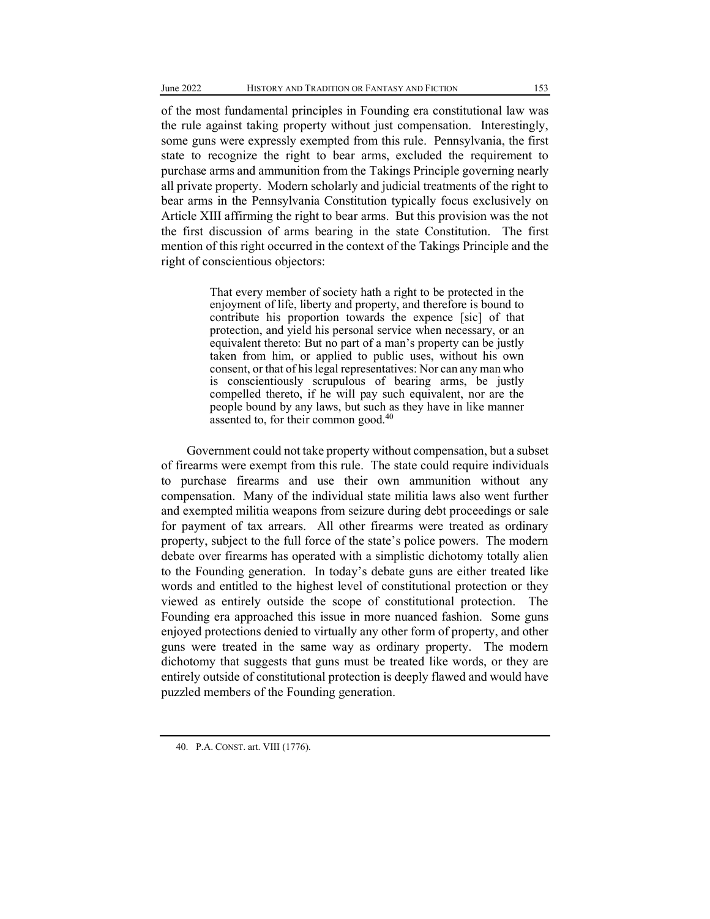of the most fundamental principles in Founding era constitutional law was the rule against taking property without just compensation. Interestingly, some guns were expressly exempted from this rule. Pennsylvania, the first state to recognize the right to bear arms, excluded the requirement to purchase arms and ammunition from the Takings Principle governing nearly all private property. Modern scholarly and judicial treatments of the right to bear arms in the Pennsylvania Constitution typically focus exclusively on Article XIII affirming the right to bear arms. But this provision was the not the first discussion of arms bearing in the state Constitution. The first mention of this right occurred in the context of the Takings Principle and the right of conscientious objectors:

> That every member of society hath a right to be protected in the enjoyment of life, liberty and property, and therefore is bound to contribute his proportion towards the expence [sic] of that protection, and yield his personal service when necessary, or an equivalent thereto: But no part of a man's property can be justly taken from him, or applied to public uses, without his own consent, or that of his legal representatives: Nor can any man who is conscientiously scrupulous of bearing arms, be justly compelled thereto, if he will pay such equivalent, nor are the people bound by any laws, but such as they have in like manner assented to, for their common good.[40]

Government could not take property without compensation, but a subset of firearms were exempt from this rule. The state could require individuals to purchase firearms and use their own ammunition without any compensation. Many of the individual state militia laws also went further and exempted militia weapons from seizure during debt proceedings or sale for payment of tax arrears. All other firearms were treated as ordinary property, subject to the full force of the state's police powers. The modern debate over firearms has operated with a simplistic dichotomy totally alien to the Founding generation. In today's debate guns are either treated like words and entitled to the highest level of constitutional protection or they viewed as entirely outside the scope of constitutional protection. The Founding era approached this issue in more nuanced fashion. Some guns enjoyed protections denied to virtually any other form of property, and other guns were treated in the same way as ordinary property. The modern dichotomy that suggests that guns must be treated like words, or they are entirely outside of constitutional protection is deeply flawed and would have puzzled members of the Founding generation.

---

40. P.A. CONST. art. VIII (1776).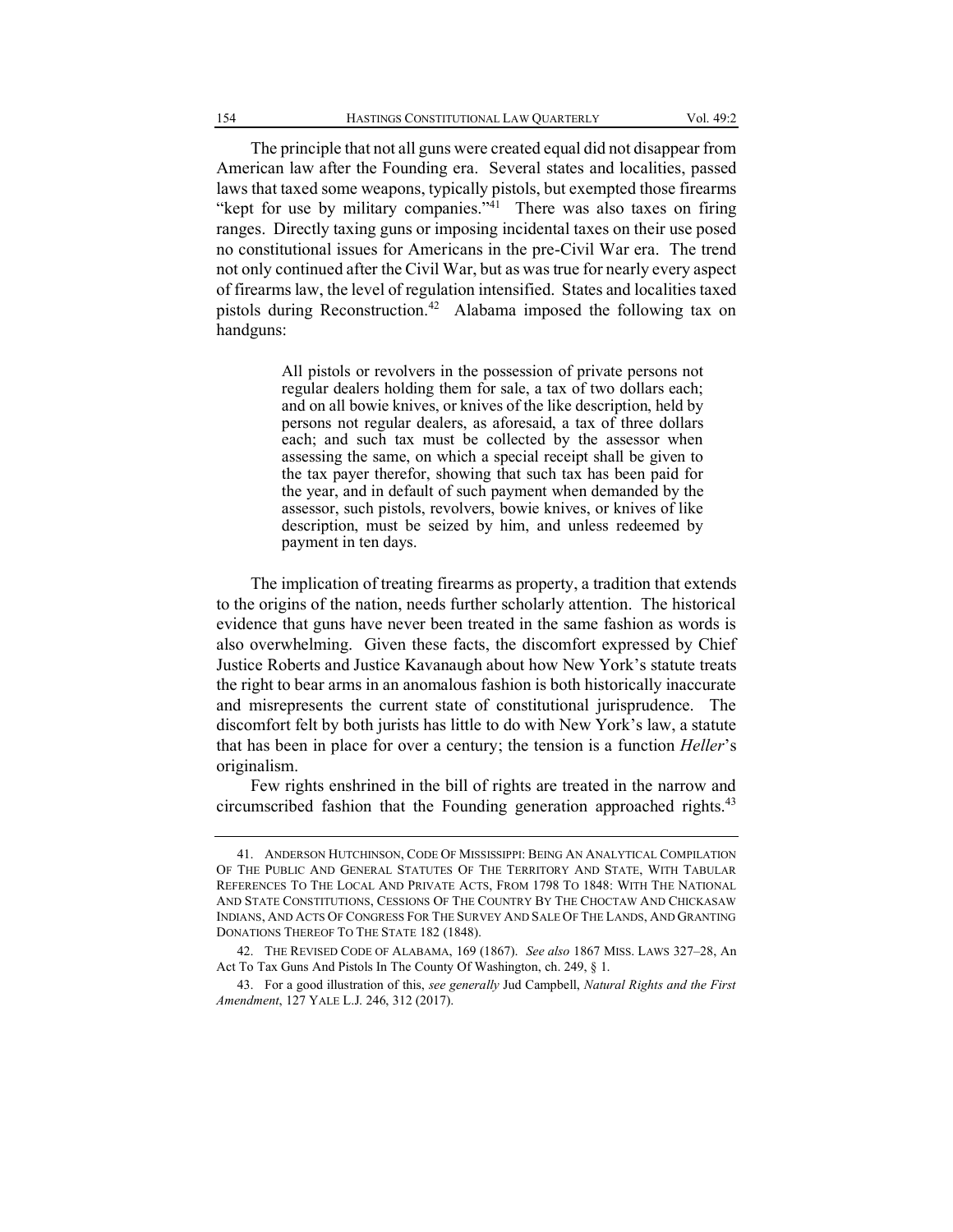The principle that not all guns were created equal did not disappear from American law after the Founding era. Several states and localities, passed laws that taxed some weapons, typically pistols, but exempted those firearms "kept for use by military companies."[41] There was also taxes on firing ranges. Directly taxing guns or imposing incidental taxes on their use posed no constitutional issues for Americans in the pre-Civil War era. The trend not only continued after the Civil War, but as was true for nearly every aspect of firearms law, the level of regulation intensified. States and localities taxed pistols during Reconstruction.[42] Alabama imposed the following tax on handguns:

> All pistols or revolvers in the possession of private persons not regular dealers holding them for sale, a tax of two dollars each; and on all bowie knives, or knives of the like description, held by persons not regular dealers, as aforesaid, a tax of three dollars each; and such tax must be collected by the assessor when assessing the same, on which a special receipt shall be given to the tax payer therefor, showing that such tax has been paid for the year, and in default of such payment when demanded by the assessor, such pistols, revolvers, bowie knives, or knives of like description, must be seized by him, and unless redeemed by payment in ten days.

The implication of treating firearms as property, a tradition that extends to the origins of the nation, needs further scholarly attention. The historical evidence that guns have never been treated in the same fashion as words is also overwhelming. Given these facts, the discomfort expressed by Chief Justice Roberts and Justice Kavanaugh about how New York's statute treats the right to bear arms in an anomalous fashion is both historically inaccurate and misrepresents the current state of constitutional jurisprudence. The discomfort felt by both jurists has little to do with New York's law, a statute that has been in place for over a century; the tension is a function *Heller*'s originalism.

Few rights enshrined in the bill of rights are treated in the narrow and circumscribed fashion that the Founding generation approached rights.[43]

---

41. ANDERSON HUTCHINSON, CODE OF MISSISSIPPI: BEING AN ANALYTICAL COMPILATION OF THE PUBLIC AND GENERAL STATUTES OF THE TERRITORY AND STATE, WITH TABULAR REFERENCES TO THE LOCAL AND PRIVATE ACTS, FROM 1798 TO 1848: WITH THE NATIONAL AND STATE CONSTITUTIONS, CESSIONS OF THE COUNTRY BY THE CHOCTAW AND CHICKASAW INDIANS, AND ACTS OF CONGRESS FOR THE SURVEY AND SALE OF THE LANDS, AND GRANTING DONATIONS THEREOF TO THE STATE 182 (1848).

42. THE REVISED CODE OF ALABAMA, 169 (1867). *See also* 1867 MISS. LAWS 327–28, An Act To Tax Guns And Pistols In The County Of Washington, ch. 249, § 1.

43. For a good illustration of this, *see generally* Jud Campbell, *Natural Rights and the First Amendment*, 127 YALE L.J. 246, 312 (2017).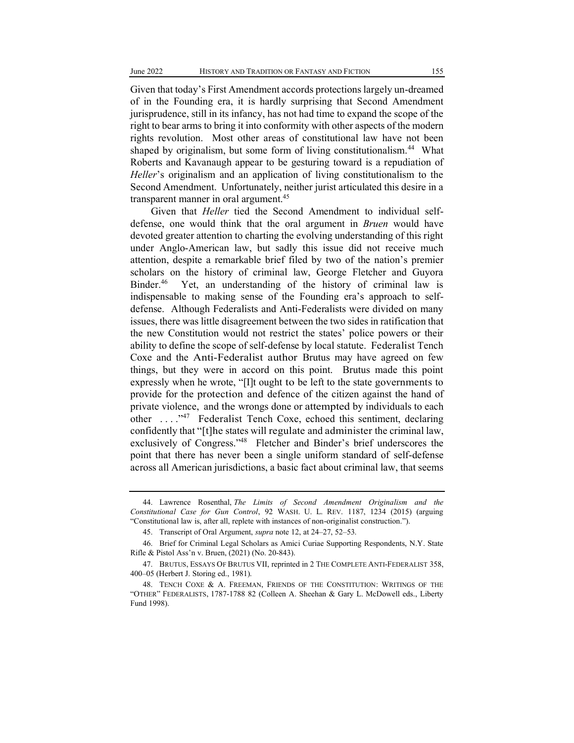Given that today's First Amendment accords protections largely un-dreamed of in the Founding era, it is hardly surprising that Second Amendment jurisprudence, still in its infancy, has not had time to expand the scope of the right to bear arms to bring it into conformity with other aspects of the modern rights revolution. Most other areas of constitutional law have not been shaped by originalism, but some form of living constitutionalism.[44] What Roberts and Kavanaugh appear to be gesturing toward is a repudiation of *Heller*'s originalism and an application of living constitutionalism to the Second Amendment. Unfortunately, neither jurist articulated this desire in a transparent manner in oral argument.[45]

Given that *Heller* tied the Second Amendment to individual self-defense, one would think that the oral argument in *Bruen* would have devoted greater attention to charting the evolving understanding of this right under Anglo-American law, but sadly this issue did not receive much attention, despite a remarkable brief filed by two of the nation's premier scholars on the history of criminal law, George Fletcher and Guyora Binder.[46] Yet, an understanding of the history of criminal law is indispensable to making sense of the Founding era's approach to self-defense. Although Federalists and Anti-Federalists were divided on many issues, there was little disagreement between the two sides in ratification that the new Constitution would not restrict the states' police powers or their ability to define the scope of self-defense by local statute. Federalist Tench Coxe and the Anti-Federalist author Brutus may have agreed on few things, but they were in accord on this point. Brutus made this point expressly when he wrote, "[I]t ought to be left to the state governments to provide for the protection and defence of the citizen against the hand of private violence, and the wrongs done or attempted by individuals to each other . . . ."[47] Federalist Tench Coxe, echoed this sentiment, declaring confidently that "[t]he states will regulate and administer the criminal law, exclusively of Congress."[48] Fletcher and Binder's brief underscores the point that there has never been a single uniform standard of self-defense across all American jurisdictions, a basic fact about criminal law, that seems

---

44. Lawrence Rosenthal, *The Limits of Second Amendment Originalism and the Constitutional Case for Gun Control*, 92 WASH. U. L. REV. 1187, 1234 (2015) (arguing "Constitutional law is, after all, replete with instances of non-originalist construction.").

45. Transcript of Oral Argument, *supra* note 12, at 24–27, 52–53.

46. Brief for Criminal Legal Scholars as Amici Curiae Supporting Respondents, N.Y. State Rifle & Pistol Ass'n v. Bruen, (2021) (No. 20-843).

47. BRUTUS, ESSAYS OF BRUTUS VII, reprinted in 2 THE COMPLETE ANTI-FEDERALIST 358, 400–05 (Herbert J. Storing ed., 1981).

48. TENCH COXE & A. FREEMAN, FRIENDS OF THE CONSTITUTION: WRITINGS OF THE "OTHER" FEDERALISTS, 1787-1788 82 (Colleen A. Sheehan & Gary L. McDowell eds., Liberty Fund 1998).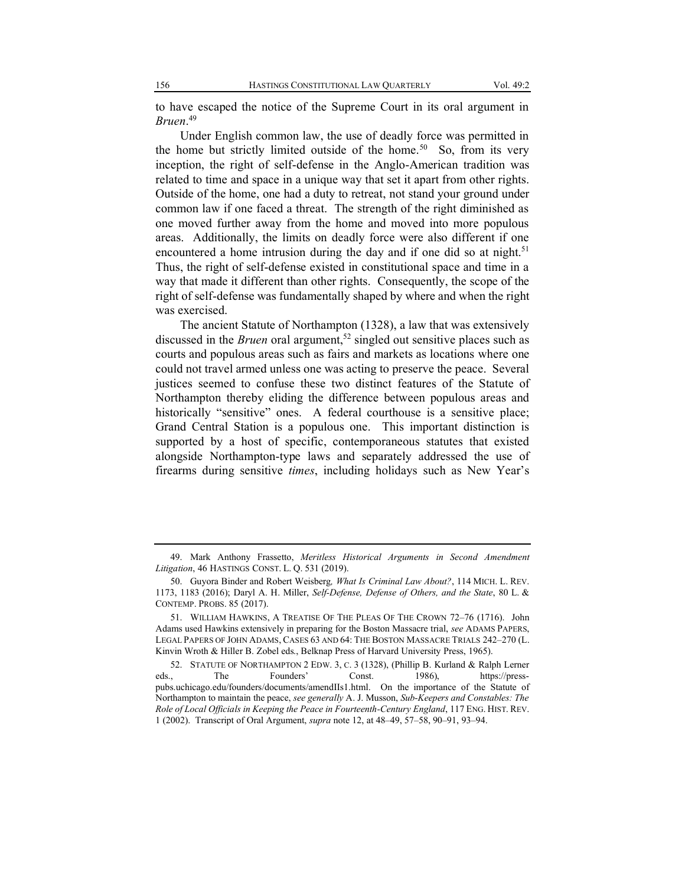to have escaped the notice of the Supreme Court in its oral argument in *Bruen*.[49]

Under English common law, the use of deadly force was permitted in the home but strictly limited outside of the home.[50] So, from its very inception, the right of self-defense in the Anglo-American tradition was related to time and space in a unique way that set it apart from other rights. Outside of the home, one had a duty to retreat, not stand your ground under common law if one faced a threat. The strength of the right diminished as one moved further away from the home and moved into more populous areas. Additionally, the limits on deadly force were also different if one encountered a home intrusion during the day and if one did so at night.[51] Thus, the right of self-defense existed in constitutional space and time in a way that made it different than other rights. Consequently, the scope of the right of self-defense was fundamentally shaped by where and when the right was exercised.

The ancient Statute of Northampton (1328), a law that was extensively discussed in the *Bruen* oral argument,[52] singled out sensitive places such as courts and populous areas such as fairs and markets as locations where one could not travel armed unless one was acting to preserve the peace. Several justices seemed to confuse these two distinct features of the Statute of Northampton thereby eliding the difference between populous areas and historically "sensitive" ones. A federal courthouse is a sensitive place; Grand Central Station is a populous one. This important distinction is supported by a host of specific, contemporaneous statutes that existed alongside Northampton-type laws and separately addressed the use of firearms during sensitive *times*, including holidays such as New Year's

---

49. Mark Anthony Frassetto, *Meritless Historical Arguments in Second Amendment Litigation*, 46 HASTINGS CONST. L. Q. 531 (2019).

50. Guyora Binder and Robert Weisberg, *What Is Criminal Law About?*, 114 MICH. L. REV. 1173, 1183 (2016); Daryl A. H. Miller, *Self-Defense, Defense of Others, and the State*, 80 L. & CONTEMP. PROBS. 85 (2017).

51. WILLIAM HAWKINS, A TREATISE OF THE PLEAS OF THE CROWN 72–76 (1716). John Adams used Hawkins extensively in preparing for the Boston Massacre trial, *see* ADAMS PAPERS, LEGAL PAPERS OF JOHN ADAMS, CASES 63 AND 64: THE BOSTON MASSACRE TRIALS 242–270 (L. Kinvin Wroth & Hiller B. Zobel eds., Belknap Press of Harvard University Press, 1965).

52. STATUTE OF NORTHAMPTON 2 EDW. 3, C. 3 (1328), (Phillip B. Kurland & Ralph Lerner eds., The Founders' Const. 1986), https://press-pubs.uchicago.edu/founders/documents/amendIIs1.html. On the importance of the Statute of Northampton to maintain the peace, *see generally* A. J. Musson, *Sub-Keepers and Constables: The Role of Local Officials in Keeping the Peace in Fourteenth-Century England*, 117 ENG. HIST. REV. 1 (2002). Transcript of Oral Argument, *supra* note 12, at 48–49, 57–58, 90–91, 93–94.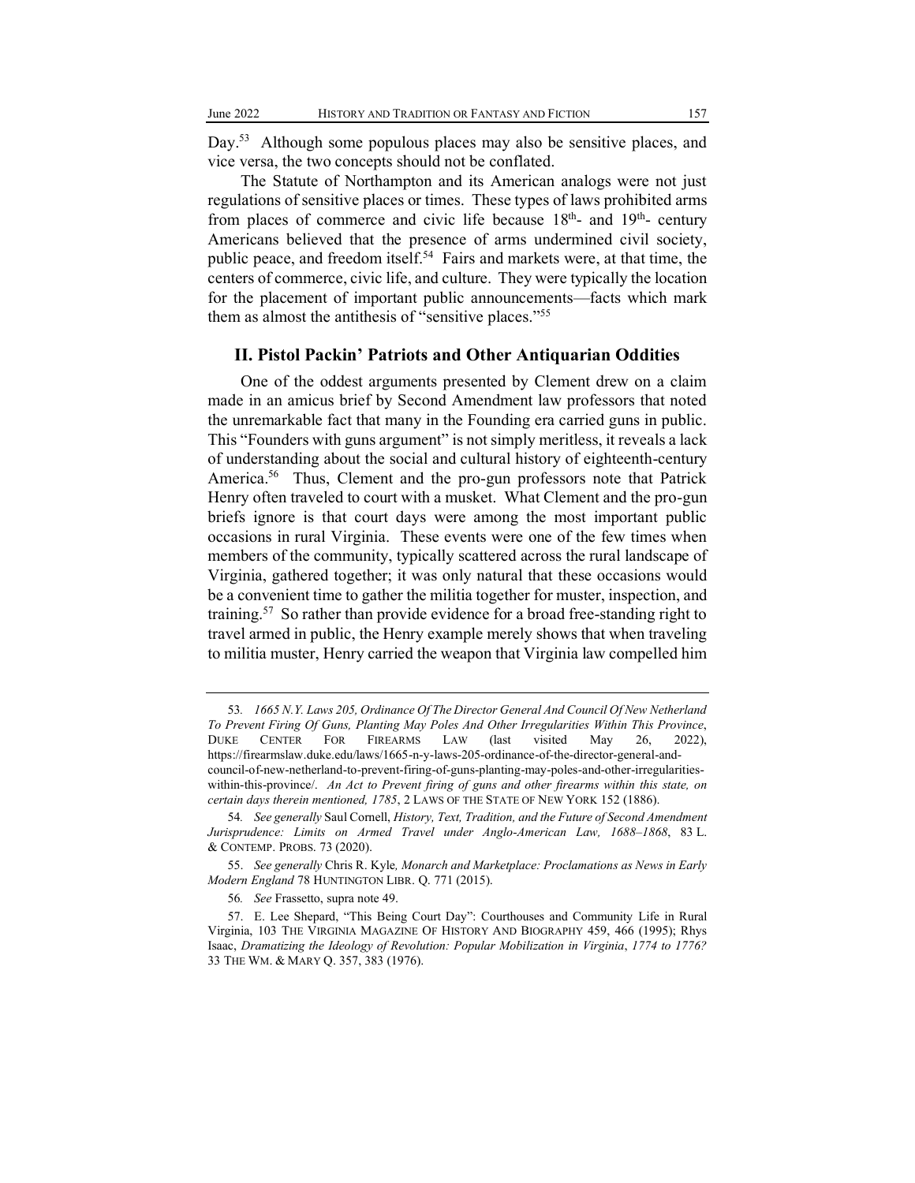Day.[53] Although some populous places may also be sensitive places, and vice versa, the two concepts should not be conflated.

The Statute of Northampton and its American analogs were not just regulations of sensitive places or times. These types of laws prohibited arms from places of commerce and civic life because 18th- and 19th- century Americans believed that the presence of arms undermined civil society, public peace, and freedom itself.[54] Fairs and markets were, at that time, the centers of commerce, civic life, and culture. They were typically the location for the placement of important public announcements—facts which mark them as almost the antithesis of "sensitive places."[55]

## II. Pistol Packin' Patriots and Other Antiquarian Oddities

One of the oddest arguments presented by Clement drew on a claim made in an amicus brief by Second Amendment law professors that noted the unremarkable fact that many in the Founding era carried guns in public. This "Founders with guns argument" is not simply meritless, it reveals a lack of understanding about the social and cultural history of eighteenth-century America.[56] Thus, Clement and the pro-gun professors note that Patrick Henry often traveled to court with a musket. What Clement and the pro-gun briefs ignore is that court days were among the most important public occasions in rural Virginia. These events were one of the few times when members of the community, typically scattered across the rural landscape of Virginia, gathered together; it was only natural that these occasions would be a convenient time to gather the militia together for muster, inspection, and training.[57] So rather than provide evidence for a broad free-standing right to travel armed in public, the Henry example merely shows that when traveling to militia muster, Henry carried the weapon that Virginia law compelled him

---

53. *1665 N.Y. Laws 205, Ordinance Of The Director General And Council Of New Netherland To Prevent Firing Of Guns, Planting May Poles And Other Irregularities Within This Province*, DUKE CENTER FOR FIREARMS LAW (last visited May 26, 2022), https://firearmslaw.duke.edu/laws/1665-n-y-laws-205-ordinance-of-the-director-general-and-council-of-new-netherland-to-prevent-firing-of-guns-planting-may-poles-and-other-irregularities-within-this-province/. *An Act to Prevent firing of guns and other firearms within this state, on certain days therein mentioned, 1785*, 2 LAWS OF THE STATE OF NEW YORK 152 (1886).

54. *See generally* Saul Cornell, *History, Text, Tradition, and the Future of Second Amendment Jurisprudence: Limits on Armed Travel under Anglo-American Law, 1688–1868*, 83 L. & CONTEMP. PROBS. 73 (2020).

55. *See generally* Chris R. Kyle*, Monarch and Marketplace: Proclamations as News in Early Modern England* 78 HUNTINGTON LIBR. Q. 771 (2015).

56. *See* Frassetto, supra note 49.

57. E. Lee Shepard, "This Being Court Day": Courthouses and Community Life in Rural Virginia, 103 THE VIRGINIA MAGAZINE OF HISTORY AND BIOGRAPHY 459, 466 (1995); Rhys Isaac, *Dramatizing the Ideology of Revolution: Popular Mobilization in Virginia*, *1774 to 1776?* 33 THE WM. & MARY Q. 357, 383 (1976).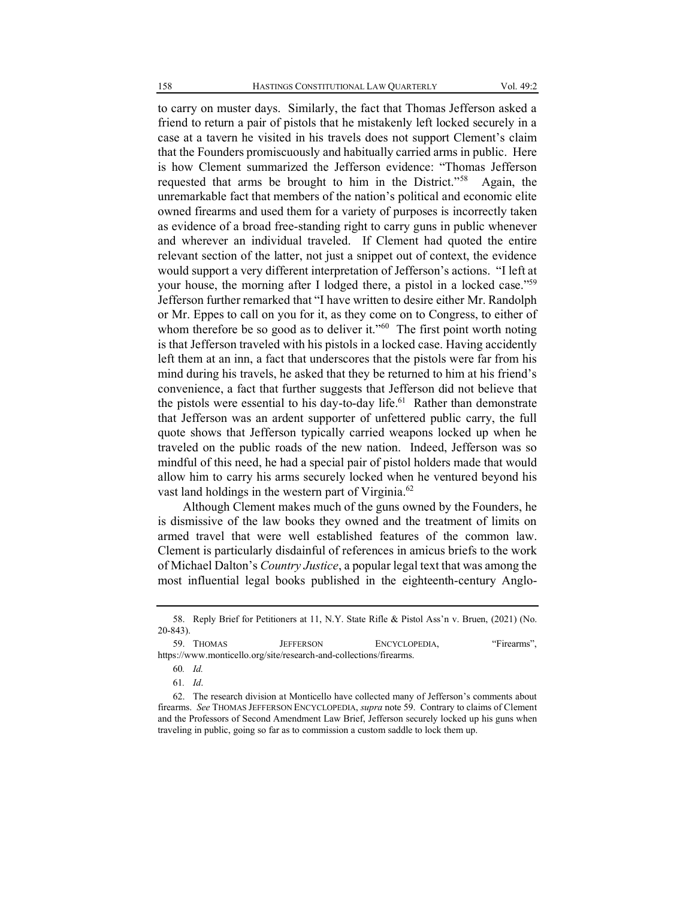to carry on muster days. Similarly, the fact that Thomas Jefferson asked a friend to return a pair of pistols that he mistakenly left locked securely in a case at a tavern he visited in his travels does not support Clement's claim that the Founders promiscuously and habitually carried arms in public. Here is how Clement summarized the Jefferson evidence: "Thomas Jefferson requested that arms be brought to him in the District."[58] Again, the unremarkable fact that members of the nation's political and economic elite owned firearms and used them for a variety of purposes is incorrectly taken as evidence of a broad free-standing right to carry guns in public whenever and wherever an individual traveled. If Clement had quoted the entire relevant section of the latter, not just a snippet out of context, the evidence would support a very different interpretation of Jefferson's actions. "I left at your house, the morning after I lodged there, a pistol in a locked case."[59] Jefferson further remarked that "I have written to desire either Mr. Randolph or Mr. Eppes to call on you for it, as they come on to Congress, to either of whom therefore be so good as to deliver it."[60] The first point worth noting is that Jefferson traveled with his pistols in a locked case. Having accidently left them at an inn, a fact that underscores that the pistols were far from his mind during his travels, he asked that they be returned to him at his friend's convenience, a fact that further suggests that Jefferson did not believe that the pistols were essential to his day-to-day life.[61] Rather than demonstrate that Jefferson was an ardent supporter of unfettered public carry, the full quote shows that Jefferson typically carried weapons locked up when he traveled on the public roads of the new nation. Indeed, Jefferson was so mindful of this need, he had a special pair of pistol holders made that would allow him to carry his arms securely locked when he ventured beyond his vast land holdings in the western part of Virginia.[62]

Although Clement makes much of the guns owned by the Founders, he is dismissive of the law books they owned and the treatment of limits on armed travel that were well established features of the common law. Clement is particularly disdainful of references in amicus briefs to the work of Michael Dalton's *Country Justice*, a popular legal text that was among the most influential legal books published in the eighteenth-century Anglo-

---

58. Reply Brief for Petitioners at 11, N.Y. State Rifle & Pistol Ass'n v. Bruen, (2021) (No. 20-843).

59. THOMAS JEFFERSON ENCYCLOPEDIA, "Firearms", https://www.monticello.org/site/research-and-collections/firearms.

60. *Id.*

61. *Id*.

62. The research division at Monticello have collected many of Jefferson's comments about firearms. *See* THOMAS JEFFERSON ENCYCLOPEDIA, *supra* note 59. Contrary to claims of Clement and the Professors of Second Amendment Law Brief, Jefferson securely locked up his guns when traveling in public, going so far as to commission a custom saddle to lock them up.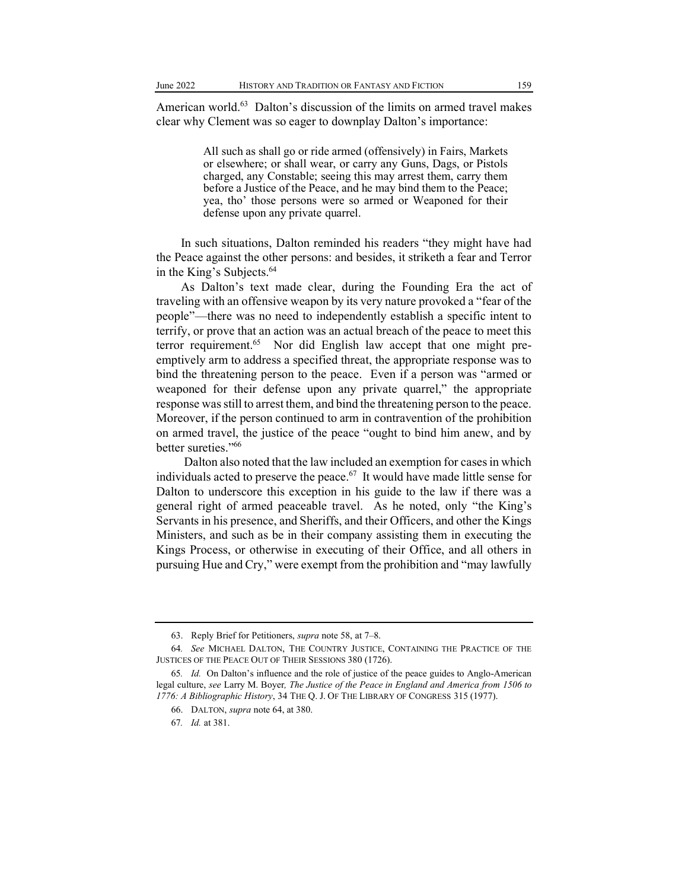American world.[63] Dalton's discussion of the limits on armed travel makes clear why Clement was so eager to downplay Dalton's importance:

> All such as shall go or ride armed (offensively) in Fairs, Markets or elsewhere; or shall wear, or carry any Guns, Dags, or Pistols charged, any Constable; seeing this may arrest them, carry them before a Justice of the Peace, and he may bind them to the Peace; yea, tho' those persons were so armed or Weaponed for their defense upon any private quarrel.

In such situations, Dalton reminded his readers "they might have had the Peace against the other persons: and besides, it striketh a fear and Terror in the King's Subjects.[64]

As Dalton's text made clear, during the Founding Era the act of traveling with an offensive weapon by its very nature provoked a "fear of the people"—there was no need to independently establish a specific intent to terrify, or prove that an action was an actual breach of the peace to meet this terror requirement.[65] Nor did English law accept that one might pre-emptively arm to address a specified threat, the appropriate response was to bind the threatening person to the peace. Even if a person was "armed or weaponed for their defense upon any private quarrel," the appropriate response was still to arrest them, and bind the threatening person to the peace. Moreover, if the person continued to arm in contravention of the prohibition on armed travel, the justice of the peace "ought to bind him anew, and by better sureties."[66]

Dalton also noted that the law included an exemption for cases in which individuals acted to preserve the peace.[67] It would have made little sense for Dalton to underscore this exception in his guide to the law if there was a general right of armed peaceable travel. As he noted, only "the King's Servants in his presence, and Sheriffs, and their Officers, and other the Kings Ministers, and such as be in their company assisting them in executing the Kings Process, or otherwise in executing of their Office, and all others in pursuing Hue and Cry," were exempt from the prohibition and "may lawfully

---

63. Reply Brief for Petitioners, *supra* note 58, at 7–8.

64. *See* MICHAEL DALTON, THE COUNTRY JUSTICE, CONTAINING THE PRACTICE OF THE JUSTICES OF THE PEACE OUT OF THEIR SESSIONS 380 (1726).

65. *Id.* On Dalton's influence and the role of justice of the peace guides to Anglo-American legal culture, *see* Larry M. Boyer, *The Justice of the Peace in England and America from 1506 to 1776: A Bibliographic History*, 34 THE Q. J. OF THE LIBRARY OF CONGRESS 315 (1977).

66. DALTON, *supra* note 64, at 380.

67. *Id.* at 381.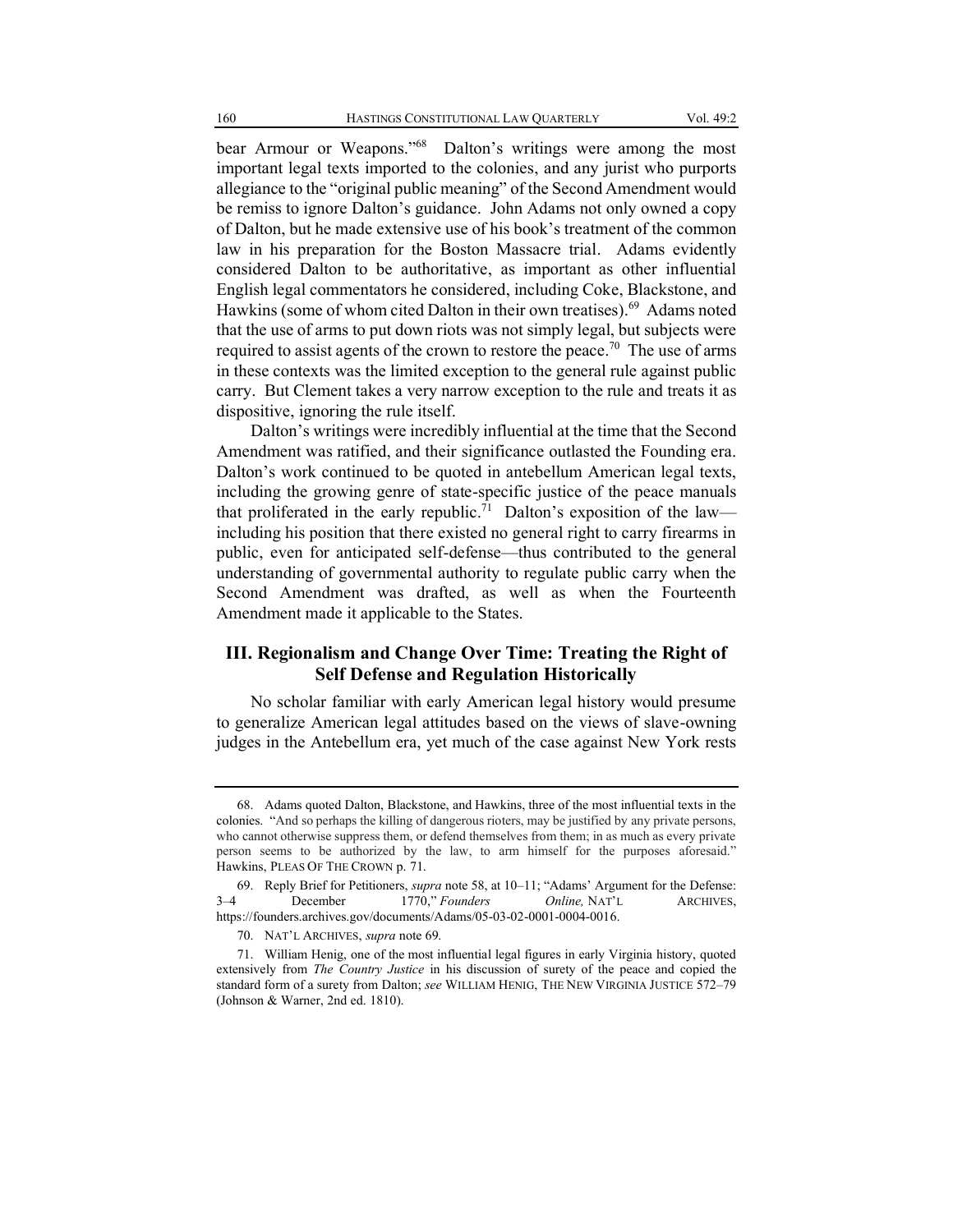bear Armour or Weapons."[68] Dalton's writings were among the most important legal texts imported to the colonies, and any jurist who purports allegiance to the "original public meaning" of the Second Amendment would be remiss to ignore Dalton's guidance. John Adams not only owned a copy of Dalton, but he made extensive use of his book's treatment of the common law in his preparation for the Boston Massacre trial. Adams evidently considered Dalton to be authoritative, as important as other influential English legal commentators he considered, including Coke, Blackstone, and Hawkins (some of whom cited Dalton in their own treatises).[69] Adams noted that the use of arms to put down riots was not simply legal, but subjects were required to assist agents of the crown to restore the peace.[70] The use of arms in these contexts was the limited exception to the general rule against public carry. But Clement takes a very narrow exception to the rule and treats it as dispositive, ignoring the rule itself.

Dalton's writings were incredibly influential at the time that the Second Amendment was ratified, and their significance outlasted the Founding era. Dalton's work continued to be quoted in antebellum American legal texts, including the growing genre of state-specific justice of the peace manuals that proliferated in the early republic.[71] Dalton's exposition of the law—including his position that there existed no general right to carry firearms in public, even for anticipated self-defense—thus contributed to the general understanding of governmental authority to regulate public carry when the Second Amendment was drafted, as well as when the Fourteenth Amendment made it applicable to the States.

## III. Regionalism and Change Over Time: Treating the Right of Self Defense and Regulation Historically

No scholar familiar with early American legal history would presume to generalize American legal attitudes based on the views of slave-owning judges in the Antebellum era, yet much of the case against New York rests

---

68. Adams quoted Dalton, Blackstone, and Hawkins, three of the most influential texts in the colonies. "And so perhaps the killing of dangerous rioters, may be justified by any private persons, who cannot otherwise suppress them, or defend themselves from them; in as much as every private person seems to be authorized by the law, to arm himself for the purposes aforesaid." Hawkins, PLEAS OF THE CROWN p. 71.

69. Reply Brief for Petitioners, *supra* note 58, at 10–11; "Adams' Argument for the Defense: 3–4 December 1770," *Founders Online,* NAT'L ARCHIVES, https://founders.archives.gov/documents/Adams/05-03-02-0001-0004-0016.

70. NAT'L ARCHIVES, *supra* note 69.

71. William Henig, one of the most influential legal figures in early Virginia history, quoted extensively from *The Country Justice* in his discussion of surety of the peace and copied the standard form of a surety from Dalton; *see* WILLIAM HENIG, THE NEW VIRGINIA JUSTICE 572–79 (Johnson & Warner, 2nd ed. 1810).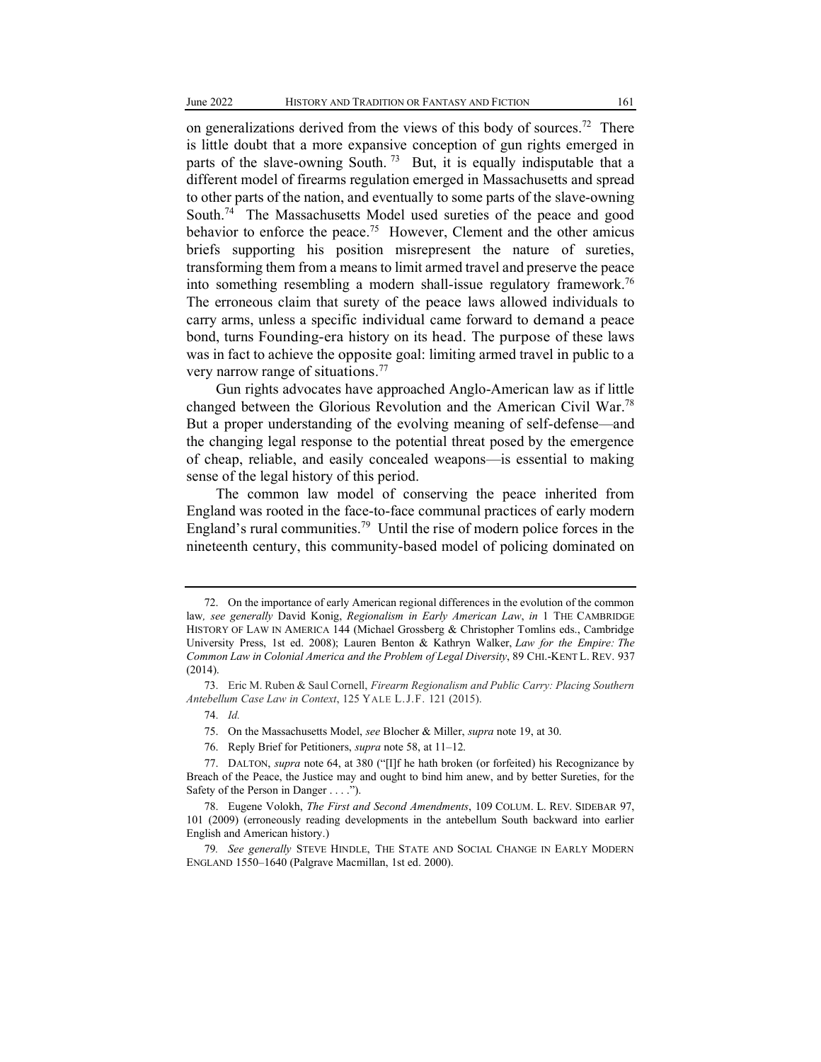on generalizations derived from the views of this body of sources.[72] There is little doubt that a more expansive conception of gun rights emerged in parts of the slave-owning South. [73] But, it is equally indisputable that a different model of firearms regulation emerged in Massachusetts and spread to other parts of the nation, and eventually to some parts of the slave-owning South.[74] The Massachusetts Model used sureties of the peace and good behavior to enforce the peace.[75] However, Clement and the other amicus briefs supporting his position misrepresent the nature of sureties, transforming them from a means to limit armed travel and preserve the peace into something resembling a modern shall-issue regulatory framework.[76] The erroneous claim that surety of the peace laws allowed individuals to carry arms, unless a specific individual came forward to demand a peace bond, turns Founding-era history on its head. The purpose of these laws was in fact to achieve the opposite goal: limiting armed travel in public to a very narrow range of situations.[77]

Gun rights advocates have approached Anglo-American law as if little changed between the Glorious Revolution and the American Civil War.[78] But a proper understanding of the evolving meaning of self-defense—and the changing legal response to the potential threat posed by the emergence of cheap, reliable, and easily concealed weapons—is essential to making sense of the legal history of this period.

The common law model of conserving the peace inherited from England was rooted in the face-to-face communal practices of early modern England's rural communities.[79] Until the rise of modern police forces in the nineteenth century, this community-based model of policing dominated on

---

72. On the importance of early American regional differences in the evolution of the common law*, see generally* David Konig, *Regionalism in Early American Law*, *in* 1 THE CAMBRIDGE HISTORY OF LAW IN AMERICA 144 (Michael Grossberg & Christopher Tomlins eds., Cambridge University Press, 1st ed. 2008); Lauren Benton & Kathryn Walker, *Law for the Empire: The Common Law in Colonial America and the Problem of Legal Diversity*, 89 CHI.-KENT L. REV. 937 (2014).

73. Eric M. Ruben & Saul Cornell, *Firearm Regionalism and Public Carry: Placing Southern Antebellum Case Law in Context*, 125 YALE L.J.F. 121 (2015).

74. *Id.*

75. On the Massachusetts Model, *see* Blocher & Miller, *supra* note 19, at 30.

76. Reply Brief for Petitioners, *supra* note 58, at 11–12.

77. DALTON, *supra* note 64, at 380 ("[I]f he hath broken (or forfeited) his Recognizance by Breach of the Peace, the Justice may and ought to bind him anew, and by better Sureties, for the Safety of the Person in Danger . . . .").

78. Eugene Volokh, *The First and Second Amendments*, 109 COLUM. L. REV. SIDEBAR 97, 101 (2009) (erroneously reading developments in the antebellum South backward into earlier English and American history.)

79*. See generally* STEVE HINDLE, THE STATE AND SOCIAL CHANGE IN EARLY MODERN ENGLAND 1550–1640 (Palgrave Macmillan, 1st ed. 2000).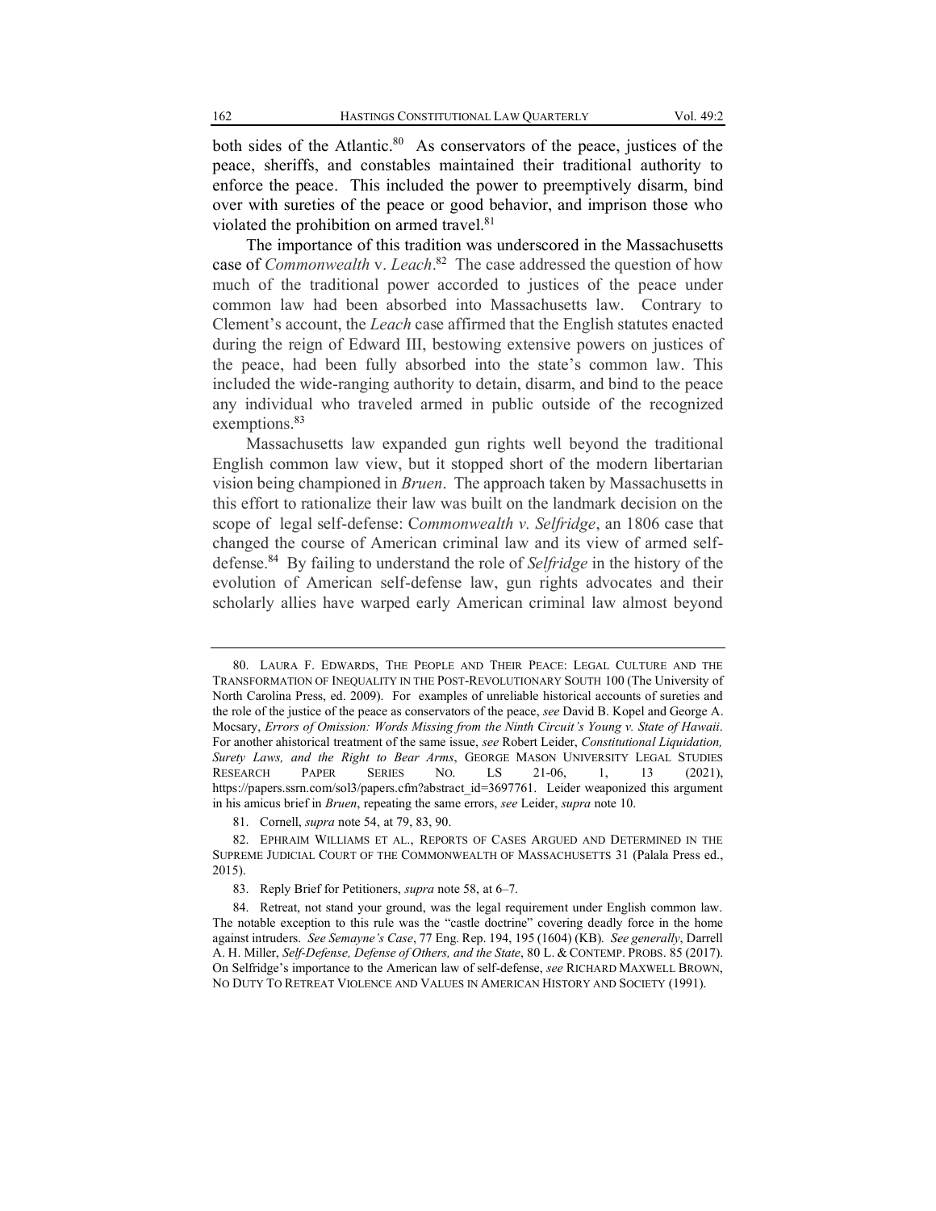both sides of the Atlantic.[80] As conservators of the peace, justices of the peace, sheriffs, and constables maintained their traditional authority to enforce the peace. This included the power to preemptively disarm, bind over with sureties of the peace or good behavior, and imprison those who violated the prohibition on armed travel.[81]

The importance of this tradition was underscored in the Massachusetts case of *Commonwealth* v. *Leach*.[82] The case addressed the question of how much of the traditional power accorded to justices of the peace under common law had been absorbed into Massachusetts law. Contrary to Clement's account, the *Leach* case affirmed that the English statutes enacted during the reign of Edward III, bestowing extensive powers on justices of the peace, had been fully absorbed into the state's common law. This included the wide-ranging authority to detain, disarm, and bind to the peace any individual who traveled armed in public outside of the recognized exemptions.[83]

Massachusetts law expanded gun rights well beyond the traditional English common law view, but it stopped short of the modern libertarian vision being championed in *Bruen*. The approach taken by Massachusetts in this effort to rationalize their law was built on the landmark decision on the scope of legal self-defense: C*ommonwealth v. Selfridge*, an 1806 case that changed the course of American criminal law and its view of armed self-defense.[84] By failing to understand the role of *Selfridge* in the history of the evolution of American self-defense law, gun rights advocates and their scholarly allies have warped early American criminal law almost beyond

---

80. LAURA F. EDWARDS, THE PEOPLE AND THEIR PEACE: LEGAL CULTURE AND THE TRANSFORMATION OF INEQUALITY IN THE POST-REVOLUTIONARY SOUTH 100 (The University of North Carolina Press, ed. 2009). For examples of unreliable historical accounts of sureties and the role of the justice of the peace as conservators of the peace, *see* David B. Kopel and George A. Mocsary, *Errors of Omission: Words Missing from the Ninth Circuit's Young v. State of Hawaii*. For another ahistorical treatment of the same issue, *see* Robert Leider, *Constitutional Liquidation, Surety Laws, and the Right to Bear Arms*, GEORGE MASON UNIVERSITY LEGAL STUDIES RESEARCH PAPER SERIES NO. LS 21-06, 1, 13 (2021), https://papers.ssrn.com/sol3/papers.cfm?abstract_id=3697761. Leider weaponized this argument in his amicus brief in *Bruen*, repeating the same errors, *see* Leider, *supra* note 10.

81. Cornell, *supra* note 54, at 79, 83, 90.

82. EPHRAIM WILLIAMS ET AL., REPORTS OF CASES ARGUED AND DETERMINED IN THE SUPREME JUDICIAL COURT OF THE COMMONWEALTH OF MASSACHUSETTS 31 (Palala Press ed., 2015).

83. Reply Brief for Petitioners, *supra* note 58, at 6–7.

84. Retreat, not stand your ground, was the legal requirement under English common law. The notable exception to this rule was the "castle doctrine" covering deadly force in the home against intruders. *See Semayne's Case*, 77 Eng. Rep. 194, 195 (1604) (KB). *See generally*, Darrell A. H. Miller, *Self-Defense, Defense of Others, and the State*, 80 L. & CONTEMP. PROBS. 85 (2017). On Selfridge's importance to the American law of self-defense, *see* RICHARD MAXWELL BROWN, NO DUTY TO RETREAT VIOLENCE AND VALUES IN AMERICAN HISTORY AND SOCIETY (1991).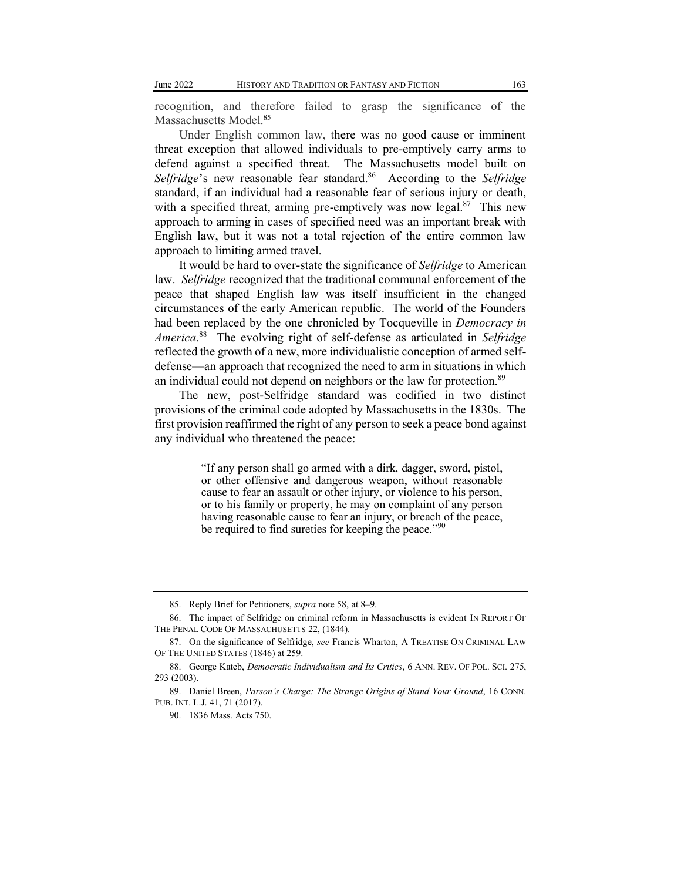recognition, and therefore failed to grasp the significance of the Massachusetts Model.[85]

Under English common law, there was no good cause or imminent threat exception that allowed individuals to pre-emptively carry arms to defend against a specified threat. The Massachusetts model built on *Selfridge*'s new reasonable fear standard.[86] According to the *Selfridge* standard, if an individual had a reasonable fear of serious injury or death, with a specified threat, arming pre-emptively was now legal.[87] This new approach to arming in cases of specified need was an important break with English law, but it was not a total rejection of the entire common law approach to limiting armed travel.

It would be hard to over-state the significance of *Selfridge* to American law. *Selfridge* recognized that the traditional communal enforcement of the peace that shaped English law was itself insufficient in the changed circumstances of the early American republic. The world of the Founders had been replaced by the one chronicled by Tocqueville in *Democracy in America*.[88] The evolving right of self-defense as articulated in *Selfridge* reflected the growth of a new, more individualistic conception of armed self-defense—an approach that recognized the need to arm in situations in which an individual could not depend on neighbors or the law for protection.[89]

The new, post-Selfridge standard was codified in two distinct provisions of the criminal code adopted by Massachusetts in the 1830s. The first provision reaffirmed the right of any person to seek a peace bond against any individual who threatened the peace:

> "If any person shall go armed with a dirk, dagger, sword, pistol, or other offensive and dangerous weapon, without reasonable cause to fear an assault or other injury, or violence to his person, or to his family or property, he may on complaint of any person having reasonable cause to fear an injury, or breach of the peace, be required to find sureties for keeping the peace."[90]

---

85. Reply Brief for Petitioners, *supra* note 58, at 8–9.

86. The impact of Selfridge on criminal reform in Massachusetts is evident IN REPORT OF THE PENAL CODE OF MASSACHUSETTS 22, (1844).

87. On the significance of Selfridge, *see* Francis Wharton, A TREATISE ON CRIMINAL LAW OF THE UNITED STATES (1846) at 259.

88. George Kateb, *Democratic Individualism and Its Critics*, 6 ANN. REV. OF POL. SCI. 275, 293 (2003).

89. Daniel Breen, *Parson's Charge: The Strange Origins of Stand Your Ground*, 16 CONN. PUB. INT. L.J. 41, 71 (2017).

90. 1836 Mass. Acts 750.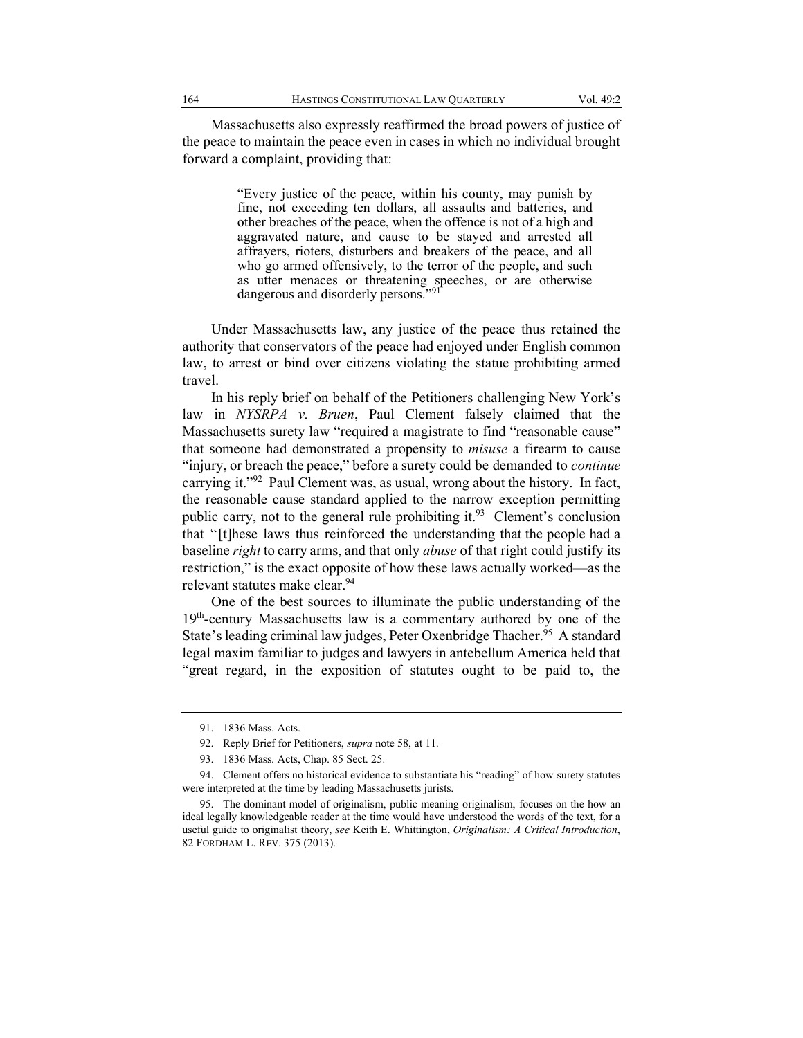Massachusetts also expressly reaffirmed the broad powers of justice of the peace to maintain the peace even in cases in which no individual brought forward a complaint, providing that:

> "Every justice of the peace, within his county, may punish by fine, not exceeding ten dollars, all assaults and batteries, and other breaches of the peace, when the offence is not of a high and aggravated nature, and cause to be stayed and arrested all affrayers, rioters, disturbers and breakers of the peace, and all who go armed offensively, to the terror of the people, and such as utter menaces or threatening speeches, or are otherwise dangerous and disorderly persons."[91]

Under Massachusetts law, any justice of the peace thus retained the authority that conservators of the peace had enjoyed under English common law, to arrest or bind over citizens violating the statue prohibiting armed travel.

In his reply brief on behalf of the Petitioners challenging New York's law in *NYSRPA v. Bruen*, Paul Clement falsely claimed that the Massachusetts surety law "required a magistrate to find "reasonable cause" that someone had demonstrated a propensity to *misuse* a firearm to cause "injury, or breach the peace," before a surety could be demanded to *continue* carrying it."[92] Paul Clement was, as usual, wrong about the history. In fact, the reasonable cause standard applied to the narrow exception permitting public carry, not to the general rule prohibiting it.[93] Clement's conclusion that "[t]hese laws thus reinforced the understanding that the people had a baseline *right* to carry arms, and that only *abuse* of that right could justify its restriction," is the exact opposite of how these laws actually worked—as the relevant statutes make clear.[94]

One of the best sources to illuminate the public understanding of the 19th-century Massachusetts law is a commentary authored by one of the State's leading criminal law judges, Peter Oxenbridge Thacher.[95] A standard legal maxim familiar to judges and lawyers in antebellum America held that "great regard, in the exposition of statutes ought to be paid to, the

---

91. 1836 Mass. Acts.

92. Reply Brief for Petitioners, *supra* note 58, at 11.

93. 1836 Mass. Acts, Chap. 85 Sect. 25.

94. Clement offers no historical evidence to substantiate his "reading" of how surety statutes were interpreted at the time by leading Massachusetts jurists.

95. The dominant model of originalism, public meaning originalism, focuses on the how an ideal legally knowledgeable reader at the time would have understood the words of the text, for a useful guide to originalist theory, *see* Keith E. Whittington, *Originalism: A Critical Introduction*, 82 FORDHAM L. REV. 375 (2013).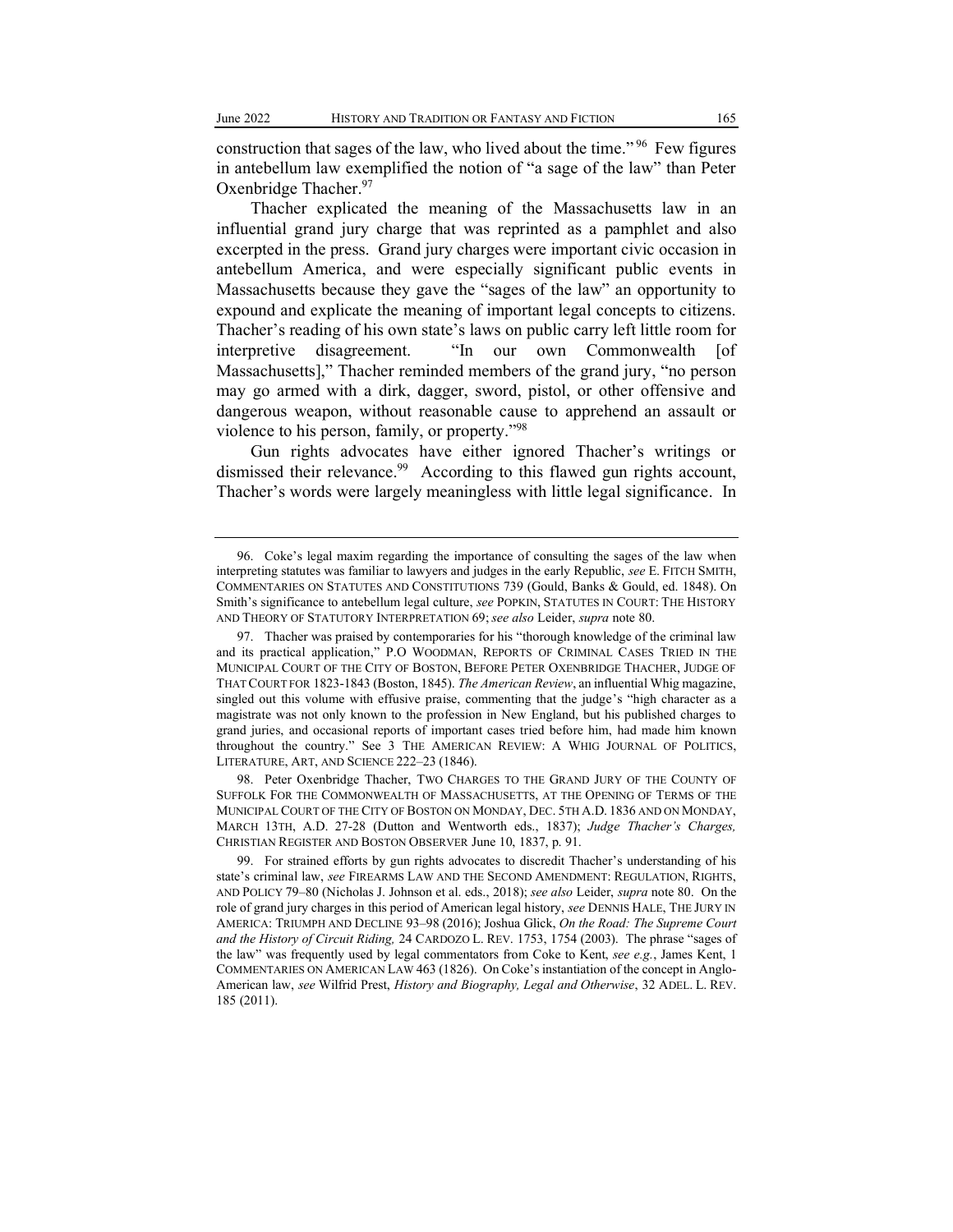construction that sages of the law, who lived about the time."[96] Few figures in antebellum law exemplified the notion of "a sage of the law" than Peter Oxenbridge Thacher.[97]

Thacher explicated the meaning of the Massachusetts law in an influential grand jury charge that was reprinted as a pamphlet and also excerpted in the press. Grand jury charges were important civic occasion in antebellum America, and were especially significant public events in Massachusetts because they gave the "sages of the law" an opportunity to expound and explicate the meaning of important legal concepts to citizens. Thacher's reading of his own state's laws on public carry left little room for interpretive disagreement. "In our own Commonwealth [of Massachusetts]," Thacher reminded members of the grand jury, "no person may go armed with a dirk, dagger, sword, pistol, or other offensive and dangerous weapon, without reasonable cause to apprehend an assault or violence to his person, family, or property."[98]

Gun rights advocates have either ignored Thacher's writings or dismissed their relevance.[99] According to this flawed gun rights account, Thacher's words were largely meaningless with little legal significance. In

---

96. Coke's legal maxim regarding the importance of consulting the sages of the law when interpreting statutes was familiar to lawyers and judges in the early Republic, *see* E. FITCH SMITH, COMMENTARIES ON STATUTES AND CONSTITUTIONS 739 (Gould, Banks & Gould, ed. 1848). On Smith's significance to antebellum legal culture, *see* POPKIN, STATUTES IN COURT: THE HISTORY AND THEORY OF STATUTORY INTERPRETATION 69; *see also* Leider, *supra* note 80.

97. Thacher was praised by contemporaries for his "thorough knowledge of the criminal law and its practical application," P.O WOODMAN, REPORTS OF CRIMINAL CASES TRIED IN THE MUNICIPAL COURT OF THE CITY OF BOSTON, BEFORE PETER OXENBRIDGE THACHER, JUDGE OF THAT COURT FOR 1823-1843 (Boston, 1845). *The American Review*, an influential Whig magazine, singled out this volume with effusive praise, commenting that the judge's "high character as a magistrate was not only known to the profession in New England, but his published charges to grand juries, and occasional reports of important cases tried before him, had made him known throughout the country." See 3 THE AMERICAN REVIEW: A WHIG JOURNAL OF POLITICS, LITERATURE, ART, AND SCIENCE 222–23 (1846).

98. Peter Oxenbridge Thacher, TWO CHARGES TO THE GRAND JURY OF THE COUNTY OF SUFFOLK FOR THE COMMONWEALTH OF MASSACHUSETTS, AT THE OPENING OF TERMS OF THE MUNICIPAL COURT OF THE CITY OF BOSTON ON MONDAY, DEC. 5TH A.D. 1836 AND ON MONDAY, MARCH 13TH, A.D. 27-28 (Dutton and Wentworth eds., 1837); *Judge Thacher's Charges,* CHRISTIAN REGISTER AND BOSTON OBSERVER June 10, 1837, p. 91.

99. For strained efforts by gun rights advocates to discredit Thacher's understanding of his state's criminal law, *see* FIREARMS LAW AND THE SECOND AMENDMENT: REGULATION, RIGHTS, AND POLICY 79–80 (Nicholas J. Johnson et al. eds., 2018); *see also* Leider, *supra* note 80. On the role of grand jury charges in this period of American legal history, *see* DENNIS HALE, THE JURY IN AMERICA: TRIUMPH AND DECLINE 93–98 (2016); Joshua Glick, *On the Road: The Supreme Court and the History of Circuit Riding,* 24 CARDOZO L. REV. 1753, 1754 (2003). The phrase "sages of the law" was frequently used by legal commentators from Coke to Kent, *see e.g.*, James Kent, 1 COMMENTARIES ON AMERICAN LAW 463 (1826). On Coke's instantiation of the concept in Anglo-American law, *see* Wilfrid Prest, *History and Biography, Legal and Otherwise*, 32 ADEL. L. REV. 185 (2011).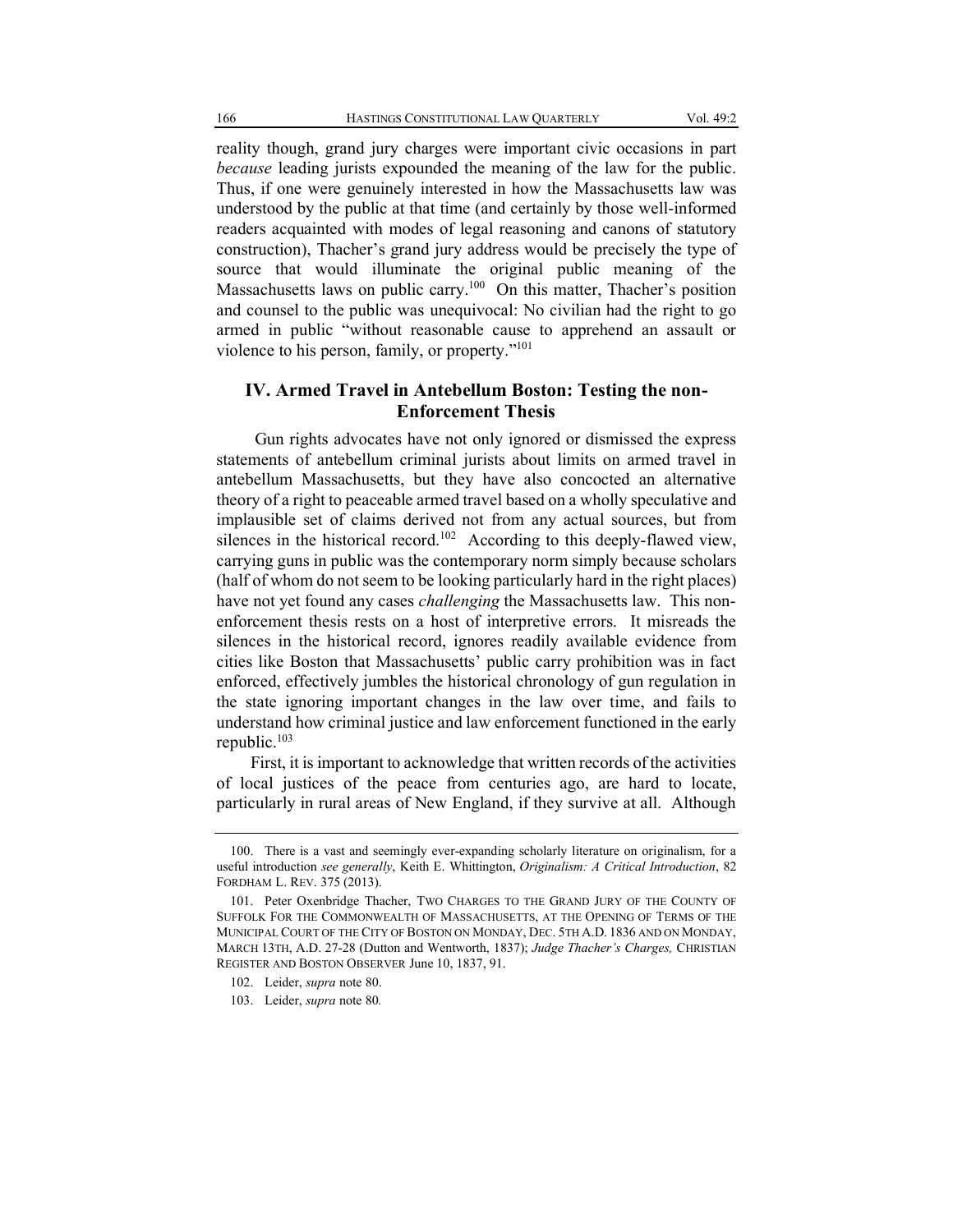reality though, grand jury charges were important civic occasions in part *because* leading jurists expounded the meaning of the law for the public. Thus, if one were genuinely interested in how the Massachusetts law was understood by the public at that time (and certainly by those well-informed readers acquainted with modes of legal reasoning and canons of statutory construction), Thacher's grand jury address would be precisely the type of source that would illuminate the original public meaning of the Massachusetts laws on public carry.[100] On this matter, Thacher's position and counsel to the public was unequivocal: No civilian had the right to go armed in public "without reasonable cause to apprehend an assault or violence to his person, family, or property."[101]

## IV. Armed Travel in Antebellum Boston: Testing the non-Enforcement Thesis

Gun rights advocates have not only ignored or dismissed the express statements of antebellum criminal jurists about limits on armed travel in antebellum Massachusetts, but they have also concocted an alternative theory of a right to peaceable armed travel based on a wholly speculative and implausible set of claims derived not from any actual sources, but from silences in the historical record.[102] According to this deeply-flawed view, carrying guns in public was the contemporary norm simply because scholars (half of whom do not seem to be looking particularly hard in the right places) have not yet found any cases *challenging* the Massachusetts law. This non-enforcement thesis rests on a host of interpretive errors. It misreads the silences in the historical record, ignores readily available evidence from cities like Boston that Massachusetts' public carry prohibition was in fact enforced, effectively jumbles the historical chronology of gun regulation in the state ignoring important changes in the law over time, and fails to understand how criminal justice and law enforcement functioned in the early republic.[103]

First, it is important to acknowledge that written records of the activities of local justices of the peace from centuries ago, are hard to locate, particularly in rural areas of New England, if they survive at all. Although

---

100. There is a vast and seemingly ever-expanding scholarly literature on originalism, for a useful introduction *see generally*, Keith E. Whittington, *Originalism: A Critical Introduction*, 82 FORDHAM L. REV. 375 (2013).

101. Peter Oxenbridge Thacher, TWO CHARGES TO THE GRAND JURY OF THE COUNTY OF SUFFOLK FOR THE COMMONWEALTH OF MASSACHUSETTS, AT THE OPENING OF TERMS OF THE MUNICIPAL COURT OF THE CITY OF BOSTON ON MONDAY, DEC. 5TH A.D. 1836 AND ON MONDAY, MARCH 13TH, A.D. 27-28 (Dutton and Wentworth, 1837); *Judge Thacher's Charges,* CHRISTIAN REGISTER AND BOSTON OBSERVER June 10, 1837, 91.

102. Leider, *supra* note 80.

103. Leider, *supra* note 80*.*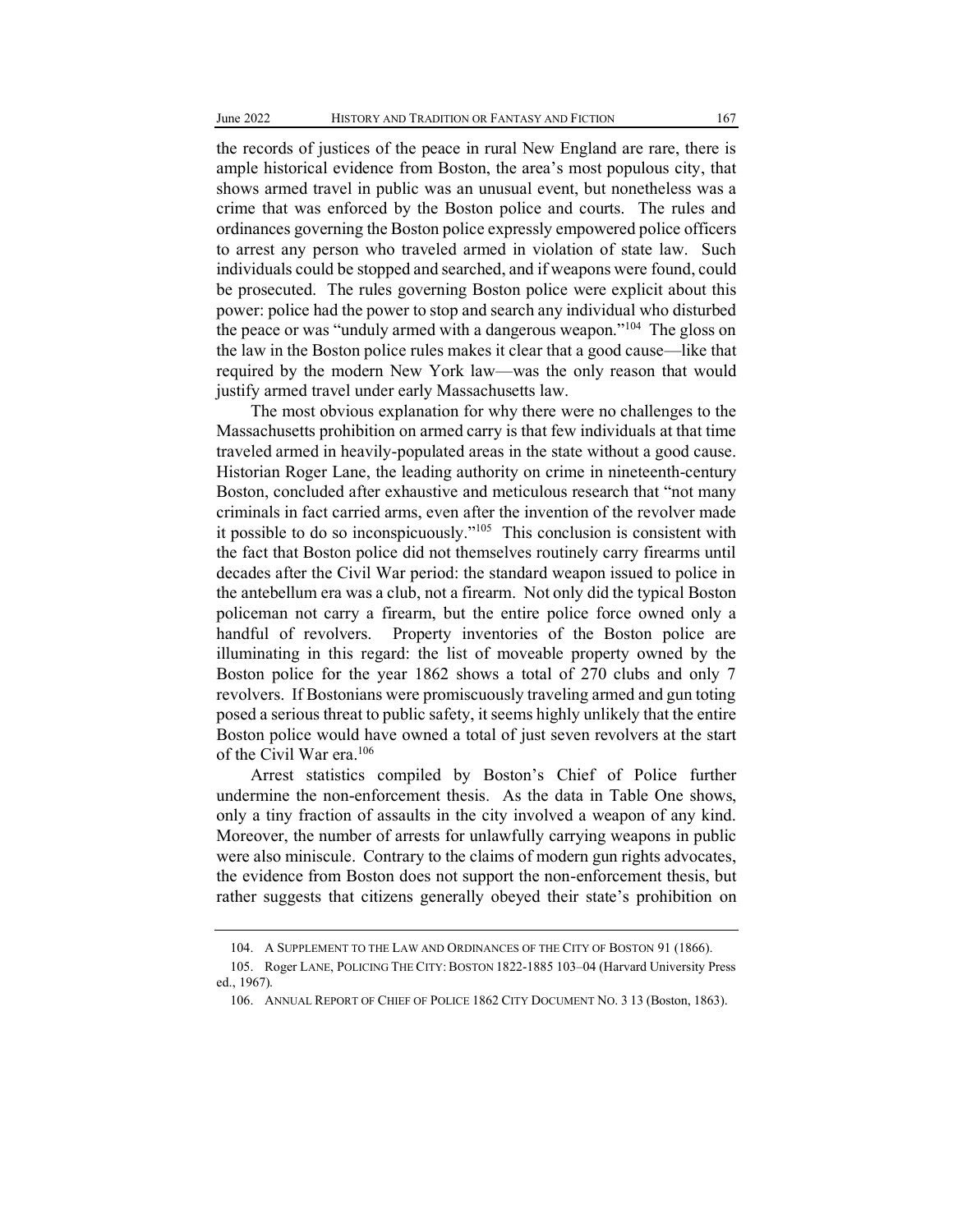the records of justices of the peace in rural New England are rare, there is ample historical evidence from Boston, the area's most populous city, that shows armed travel in public was an unusual event, but nonetheless was a crime that was enforced by the Boston police and courts. The rules and ordinances governing the Boston police expressly empowered police officers to arrest any person who traveled armed in violation of state law. Such individuals could be stopped and searched, and if weapons were found, could be prosecuted. The rules governing Boston police were explicit about this power: police had the power to stop and search any individual who disturbed the peace or was "unduly armed with a dangerous weapon."[104] The gloss on the law in the Boston police rules makes it clear that a good cause—like that required by the modern New York law—was the only reason that would justify armed travel under early Massachusetts law.

The most obvious explanation for why there were no challenges to the Massachusetts prohibition on armed carry is that few individuals at that time traveled armed in heavily-populated areas in the state without a good cause. Historian Roger Lane, the leading authority on crime in nineteenth-century Boston, concluded after exhaustive and meticulous research that "not many criminals in fact carried arms, even after the invention of the revolver made it possible to do so inconspicuously."[105] This conclusion is consistent with the fact that Boston police did not themselves routinely carry firearms until decades after the Civil War period: the standard weapon issued to police in the antebellum era was a club, not a firearm. Not only did the typical Boston policeman not carry a firearm, but the entire police force owned only a handful of revolvers. Property inventories of the Boston police are illuminating in this regard: the list of moveable property owned by the Boston police for the year 1862 shows a total of 270 clubs and only 7 revolvers. If Bostonians were promiscuously traveling armed and gun toting posed a serious threat to public safety, it seems highly unlikely that the entire Boston police would have owned a total of just seven revolvers at the start of the Civil War era.[106]

Arrest statistics compiled by Boston's Chief of Police further undermine the non-enforcement thesis. As the data in Table One shows, only a tiny fraction of assaults in the city involved a weapon of any kind. Moreover, the number of arrests for unlawfully carrying weapons in public were also miniscule. Contrary to the claims of modern gun rights advocates, the evidence from Boston does not support the non-enforcement thesis, but rather suggests that citizens generally obeyed their state's prohibition on

104. A SUPPLEMENT TO THE LAW AND ORDINANCES OF THE CITY OF BOSTON 91 (1866).

105. Roger LANE, POLICING THE CITY: BOSTON 1822-1885 103–04 (Harvard University Press ed., 1967).

106. ANNUAL REPORT OF CHIEF OF POLICE 1862 CITY DOCUMENT NO. 3 13 (Boston, 1863).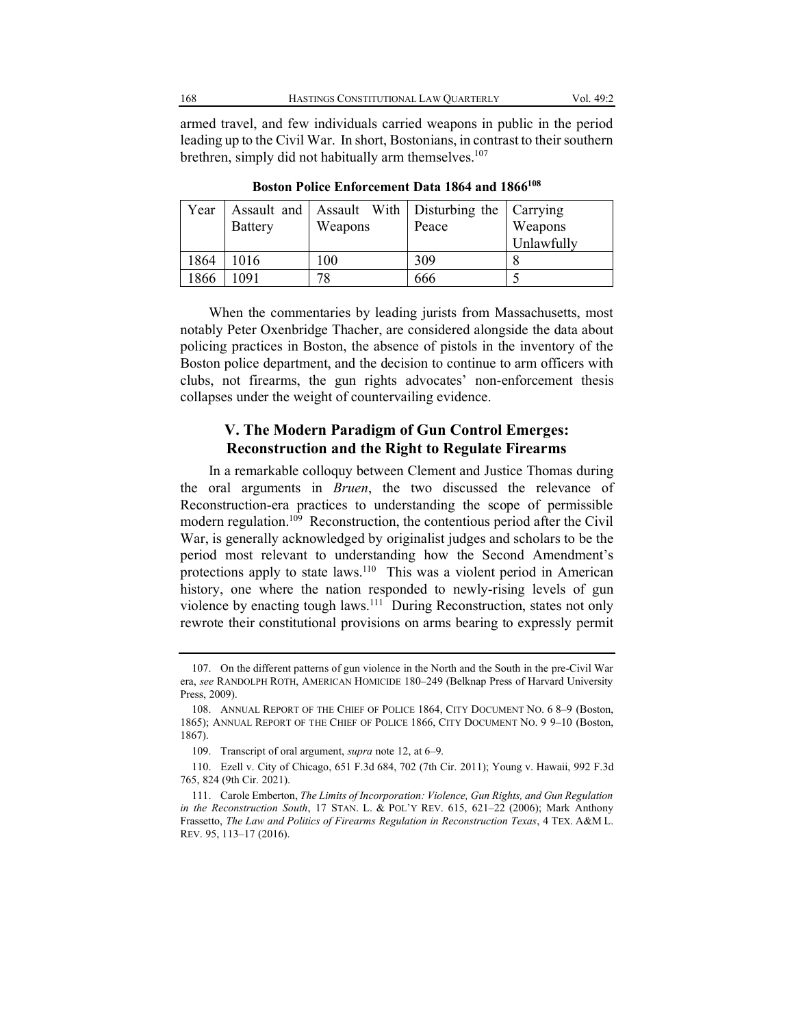armed travel, and few individuals carried weapons in public in the period leading up to the Civil War. In short, Bostonians, in contrast to their southern brethren, simply did not habitually arm themselves.[107]

**Boston Police Enforcement Data 1864 and 1866[108]**

| Year | Assault and Battery | Assault With Weapons | Disturbing the Peace | Carrying Weapons Unlawfully |
| --- | --- | --- | --- | --- |
| 1864 | 1016 | 100 | 309 | 8 |
| 1866 | 1091 | 78 | 666 | 5 |

When the commentaries by leading jurists from Massachusetts, most notably Peter Oxenbridge Thacher, are considered alongside the data about policing practices in Boston, the absence of pistols in the inventory of the Boston police department, and the decision to continue to arm officers with clubs, not firearms, the gun rights advocates' non-enforcement thesis collapses under the weight of countervailing evidence.

## V. The Modern Paradigm of Gun Control Emerges: Reconstruction and the Right to Regulate Firearms

In a remarkable colloquy between Clement and Justice Thomas during the oral arguments in *Bruen*, the two discussed the relevance of Reconstruction-era practices to understanding the scope of permissible modern regulation.[109] Reconstruction, the contentious period after the Civil War, is generally acknowledged by originalist judges and scholars to be the period most relevant to understanding how the Second Amendment's protections apply to state laws.[110] This was a violent period in American history, one where the nation responded to newly-rising levels of gun violence by enacting tough laws.[111] During Reconstruction, states not only rewrote their constitutional provisions on arms bearing to expressly permit

107. On the different patterns of gun violence in the North and the South in the pre-Civil War era, *see* RANDOLPH ROTH, AMERICAN HOMICIDE 180–249 (Belknap Press of Harvard University Press, 2009).

108. ANNUAL REPORT OF THE CHIEF OF POLICE 1864, CITY DOCUMENT NO. 6 8–9 (Boston, 1865); ANNUAL REPORT OF THE CHIEF OF POLICE 1866, CITY DOCUMENT NO. 9 9–10 (Boston, 1867).

109. Transcript of oral argument, *supra* note 12, at 6–9.

110. Ezell v. City of Chicago, 651 F.3d 684, 702 (7th Cir. 2011); Young v. Hawaii, 992 F.3d 765, 824 (9th Cir. 2021).

111. Carole Emberton, *The Limits of Incorporation: Violence, Gun Rights, and Gun Regulation in the Reconstruction South*, 17 STAN. L. & POL'Y REV. 615, 621–22 (2006); Mark Anthony Frassetto, *The Law and Politics of Firearms Regulation in Reconstruction Texas*, 4 TEX. A&M L. REV. 95, 113–17 (2016).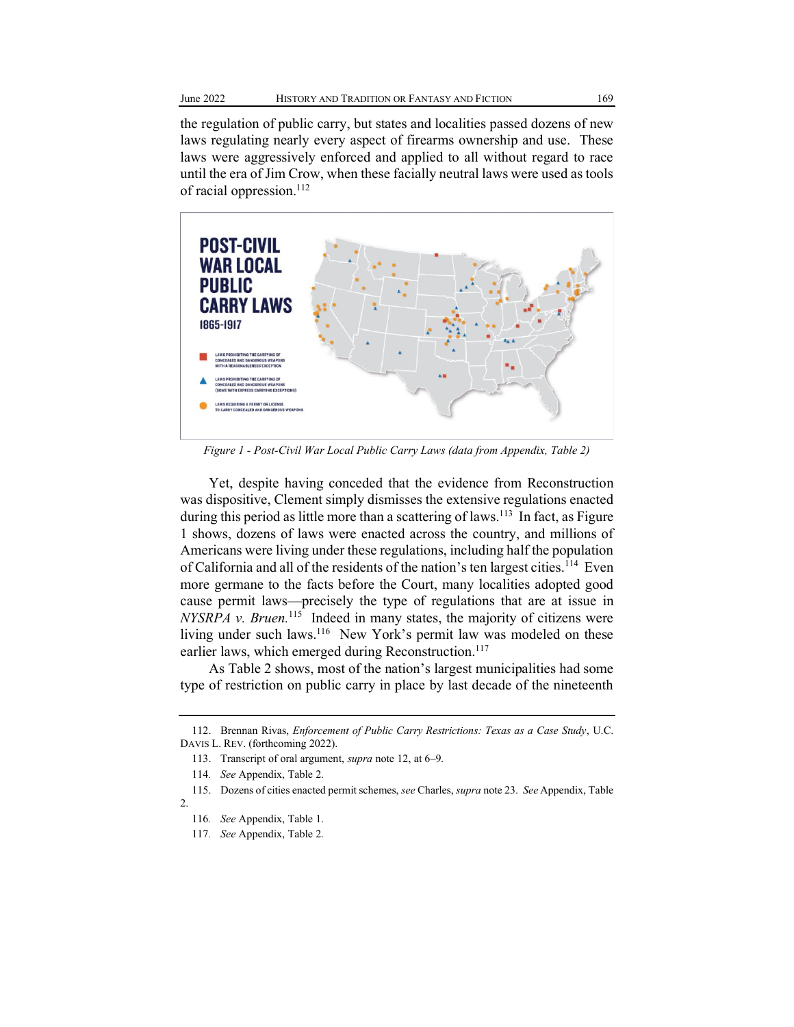the regulation of public carry, but states and localities passed dozens of new laws regulating nearly every aspect of firearms ownership and use. These laws were aggressively enforced and applied to all without regard to race until the era of Jim Crow, when these facially neutral laws were used as tools of racial oppression.[112]

*Figure 1 - Post-Civil War Local Public Carry Laws (data from Appendix, Table 2)*

Yet, despite having conceded that the evidence from Reconstruction was dispositive, Clement simply dismisses the extensive regulations enacted during this period as little more than a scattering of laws.[113] In fact, as Figure 1 shows, dozens of laws were enacted across the country, and millions of Americans were living under these regulations, including half the population of California and all of the residents of the nation's ten largest cities.[114] Even more germane to the facts before the Court, many localities adopted good cause permit laws—precisely the type of regulations that are at issue in *NYSRPA v. Bruen.*[115] Indeed in many states, the majority of citizens were living under such laws.[116] New York's permit law was modeled on these earlier laws, which emerged during Reconstruction.[117]

As Table 2 shows, most of the nation's largest municipalities had some type of restriction on public carry in place by last decade of the nineteenth

---

112. Brennan Rivas, *Enforcement of Public Carry Restrictions: Texas as a Case Study*, U.C. DAVIS L. REV. (forthcoming 2022).

113. Transcript of oral argument, *supra* note 12, at 6–9.

114. *See* Appendix, Table 2.

115. Dozens of cities enacted permit schemes, *see* Charles, *supra* note 23. *See* Appendix, Table 2.

116. *See* Appendix, Table 1.

117. *See* Appendix, Table 2.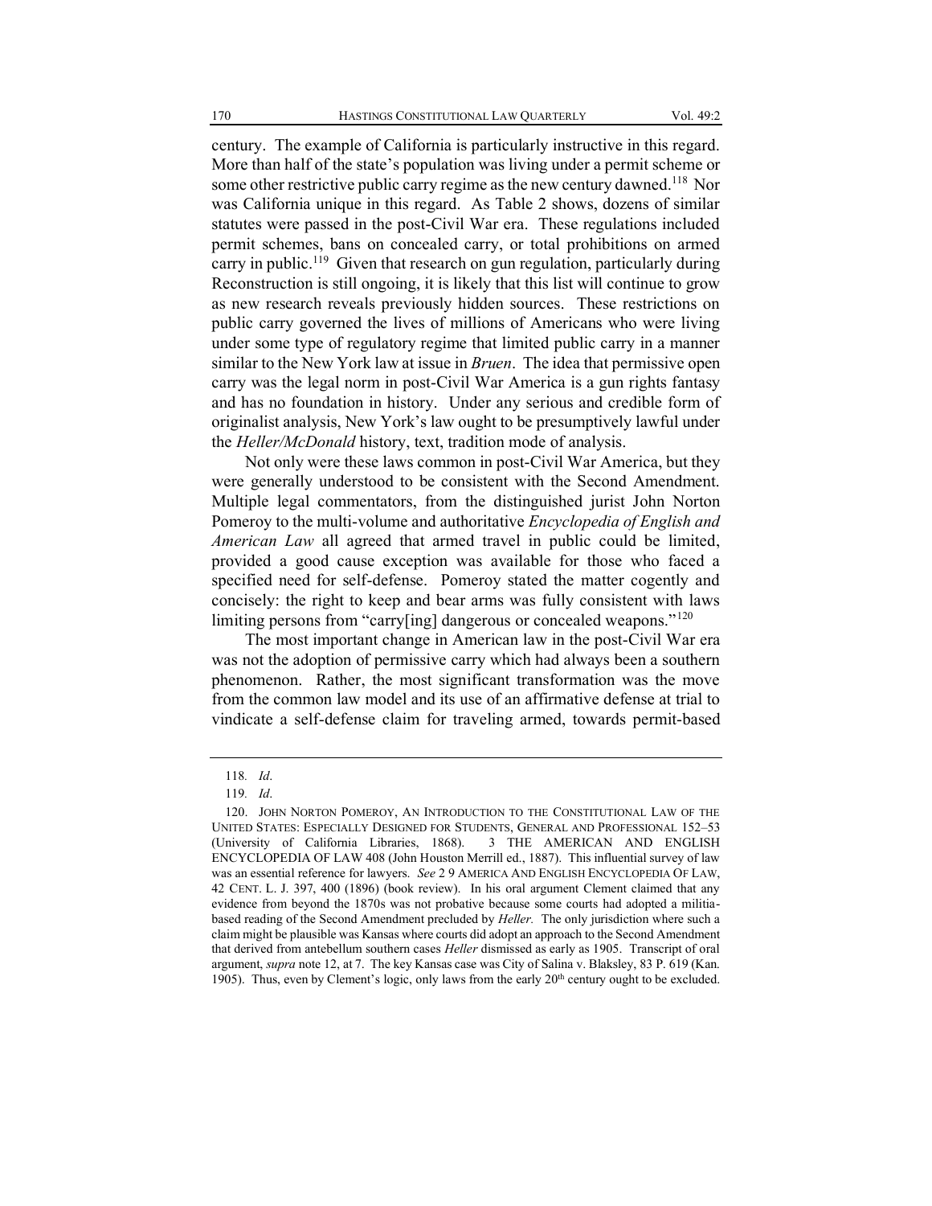century. The example of California is particularly instructive in this regard. More than half of the state's population was living under a permit scheme or some other restrictive public carry regime as the new century dawned.[118] Nor was California unique in this regard. As Table 2 shows, dozens of similar statutes were passed in the post-Civil War era. These regulations included permit schemes, bans on concealed carry, or total prohibitions on armed carry in public.[119] Given that research on gun regulation, particularly during Reconstruction is still ongoing, it is likely that this list will continue to grow as new research reveals previously hidden sources. These restrictions on public carry governed the lives of millions of Americans who were living under some type of regulatory regime that limited public carry in a manner similar to the New York law at issue in *Bruen*. The idea that permissive open carry was the legal norm in post-Civil War America is a gun rights fantasy and has no foundation in history. Under any serious and credible form of originalist analysis, New York's law ought to be presumptively lawful under the *Heller/McDonald* history, text, tradition mode of analysis.

Not only were these laws common in post-Civil War America, but they were generally understood to be consistent with the Second Amendment. Multiple legal commentators, from the distinguished jurist John Norton Pomeroy to the multi-volume and authoritative *Encyclopedia of English and American Law* all agreed that armed travel in public could be limited, provided a good cause exception was available for those who faced a specified need for self-defense. Pomeroy stated the matter cogently and concisely: the right to keep and bear arms was fully consistent with laws limiting persons from "carry[ing] dangerous or concealed weapons."[120]

The most important change in American law in the post-Civil War era was not the adoption of permissive carry which had always been a southern phenomenon. Rather, the most significant transformation was the move from the common law model and its use of an affirmative defense at trial to vindicate a self-defense claim for traveling armed, towards permit-based

---

118. *Id*.

119. *Id*.

120. JOHN NORTON POMEROY, AN INTRODUCTION TO THE CONSTITUTIONAL LAW OF THE UNITED STATES: ESPECIALLY DESIGNED FOR STUDENTS, GENERAL AND PROFESSIONAL 152–53 (University of California Libraries, 1868). 3 THE AMERICAN AND ENGLISH ENCYCLOPEDIA OF LAW 408 (John Houston Merrill ed., 1887). This influential survey of law was an essential reference for lawyers. *See* 2 9 AMERICA AND ENGLISH ENCYCLOPEDIA OF LAW, 42 CENT. L. J. 397, 400 (1896) (book review). In his oral argument Clement claimed that any evidence from beyond the 1870s was not probative because some courts had adopted a militia-based reading of the Second Amendment precluded by *Heller.* The only jurisdiction where such a claim might be plausible was Kansas where courts did adopt an approach to the Second Amendment that derived from antebellum southern cases *Heller* dismissed as early as 1905. Transcript of oral argument, *supra* note 12, at 7. The key Kansas case was City of Salina v. Blaksley, 83 P. 619 (Kan. 1905). Thus, even by Clement's logic, only laws from the early 20th century ought to be excluded.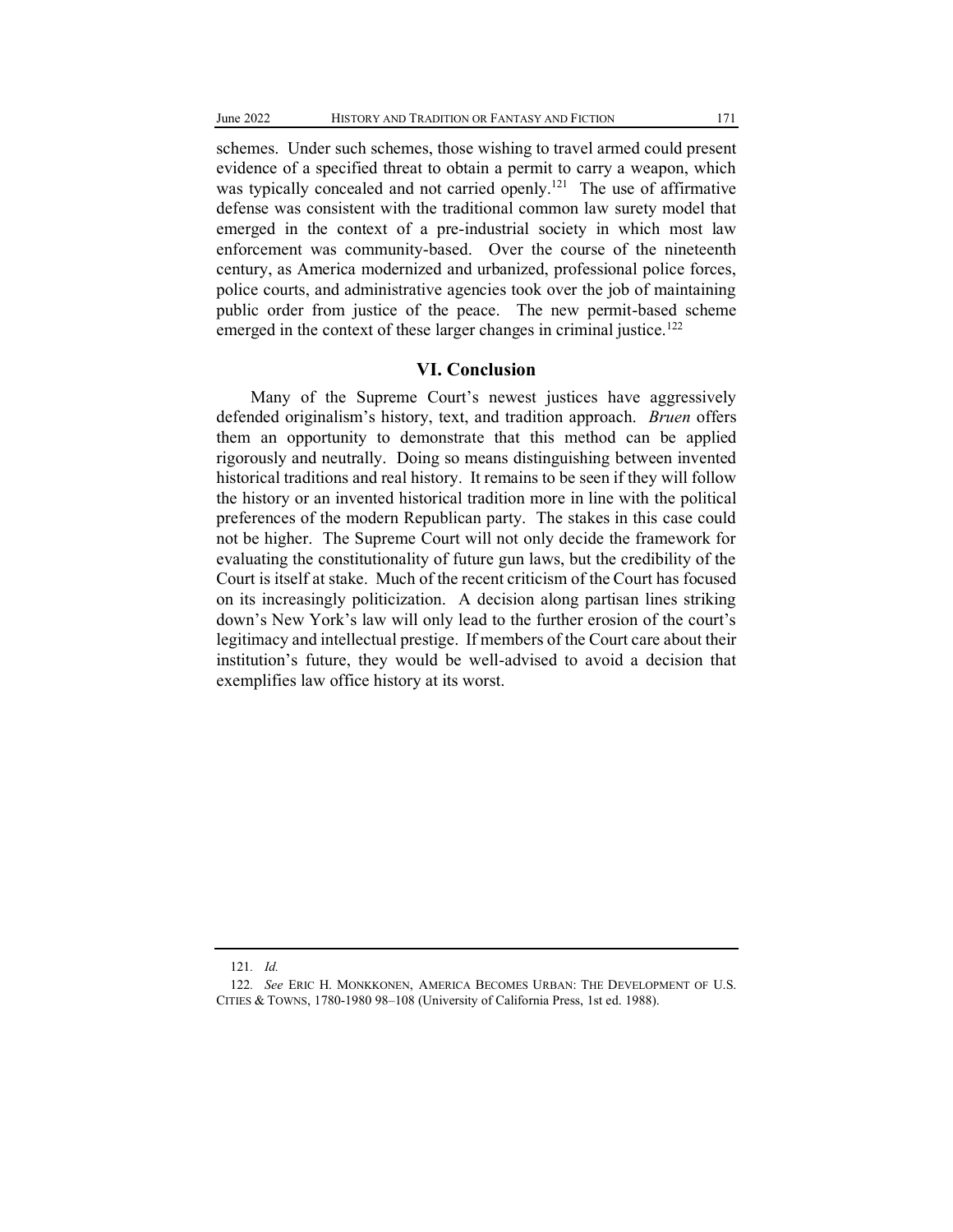schemes. Under such schemes, those wishing to travel armed could present evidence of a specified threat to obtain a permit to carry a weapon, which was typically concealed and not carried openly.[121] The use of affirmative defense was consistent with the traditional common law surety model that emerged in the context of a pre-industrial society in which most law enforcement was community-based. Over the course of the nineteenth century, as America modernized and urbanized, professional police forces, police courts, and administrative agencies took over the job of maintaining public order from justice of the peace. The new permit-based scheme emerged in the context of these larger changes in criminal justice.[122]

## VI. Conclusion

Many of the Supreme Court's newest justices have aggressively defended originalism's history, text, and tradition approach. *Bruen* offers them an opportunity to demonstrate that this method can be applied rigorously and neutrally. Doing so means distinguishing between invented historical traditions and real history. It remains to be seen if they will follow the history or an invented historical tradition more in line with the political preferences of the modern Republican party. The stakes in this case could not be higher. The Supreme Court will not only decide the framework for evaluating the constitutionality of future gun laws, but the credibility of the Court is itself at stake. Much of the recent criticism of the Court has focused on its increasingly politicization. A decision along partisan lines striking down's New York's law will only lead to the further erosion of the court's legitimacy and intellectual prestige. If members of the Court care about their institution's future, they would be well-advised to avoid a decision that exemplifies law office history at its worst.

---

121. *Id.*

122. *See* ERIC H. MONKKONEN, AMERICA BECOMES URBAN: THE DEVELOPMENT OF U.S. CITIES & TOWNS, 1780-1980 98–108 (University of California Press, 1st ed. 1988).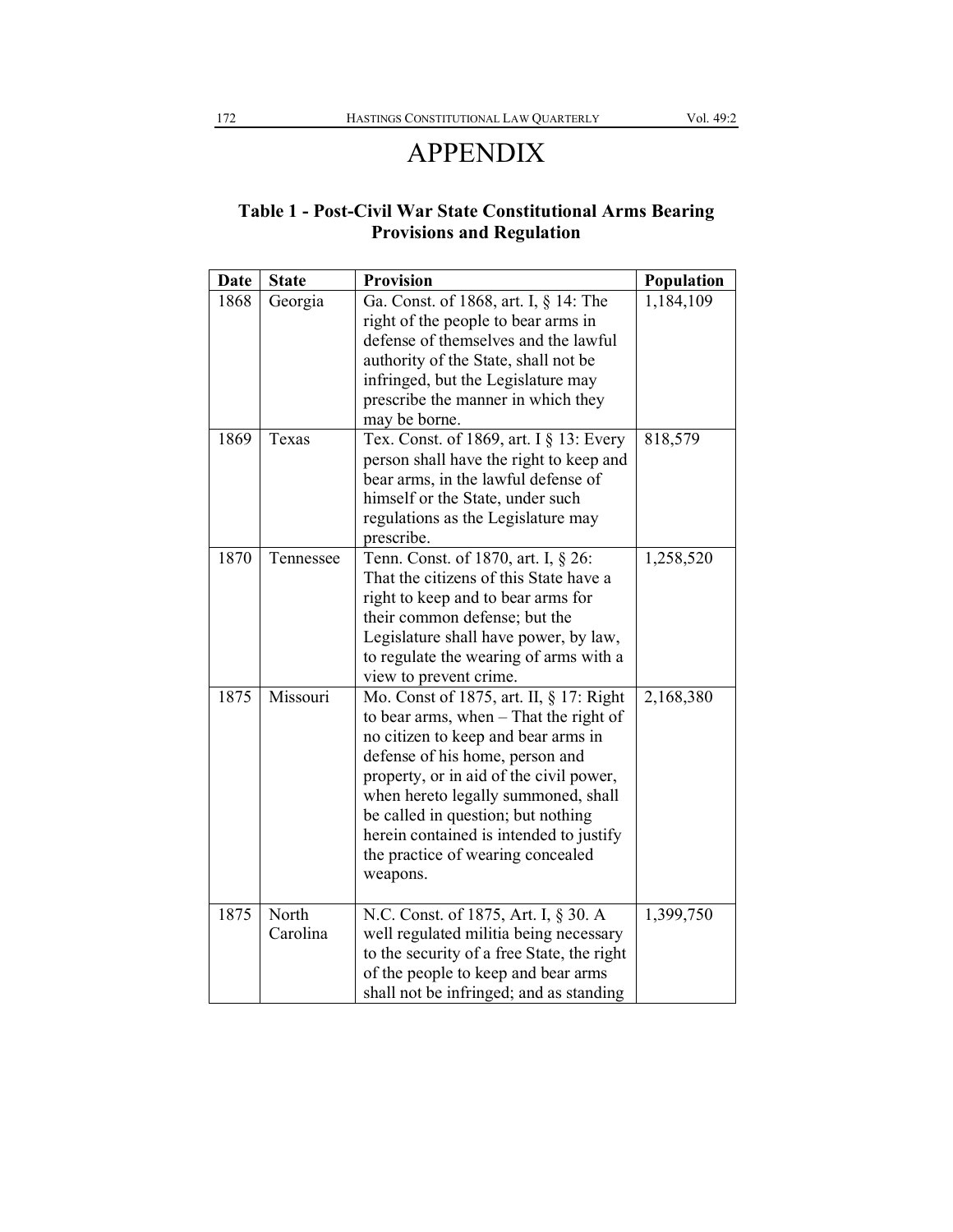# APPENDIX

### Table 1 - Post-Civil War State Constitutional Arms Bearing Provisions and Regulation

| Date | State | Provision | Population |
|---|---|---|---|
| 1868 | Georgia | Ga. Const. of 1868, art. I, § 14: The right of the people to bear arms in defense of themselves and the lawful authority of the State, shall not be infringed, but the Legislature may prescribe the manner in which they may be borne. | 1,184,109 |
| 1869 | Texas | Tex. Const. of 1869, art. I § 13: Every person shall have the right to keep and bear arms, in the lawful defense of himself or the State, under such regulations as the Legislature may prescribe. | 818,579 |
| 1870 | Tennessee | Tenn. Const. of 1870, art. I, § 26: That the citizens of this State have a right to keep and to bear arms for their common defense; but the Legislature shall have power, by law, to regulate the wearing of arms with a view to prevent crime. | 1,258,520 |
| 1875 | Missouri | Mo. Const of 1875, art. II, § 17: Right to bear arms, when – That the right of no citizen to keep and bear arms in defense of his home, person and property, or in aid of the civil power, when hereto legally summoned, shall be called in question; but nothing herein contained is intended to justify the practice of wearing concealed weapons. | 2,168,380 |
| 1875 | North Carolina | N.C. Const. of 1875, Art. I, § 30. A well regulated militia being necessary to the security of a free State, the right of the people to keep and bear arms shall not be infringed; and as standing | 1,399,750 |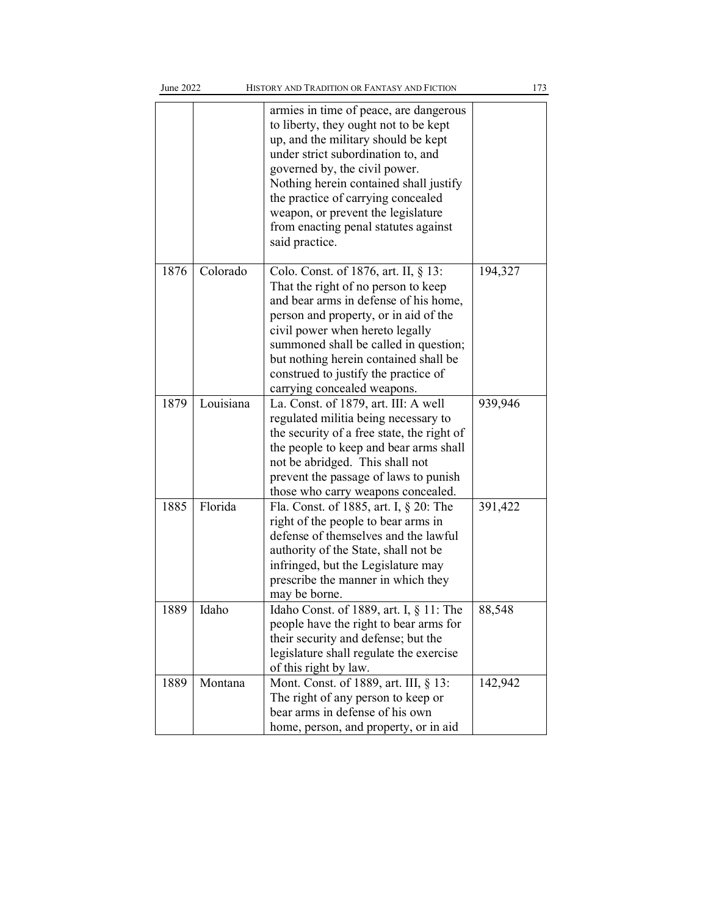| | | | |
|---|---|---|---|
| | | armies in time of peace, are dangerous to liberty, they ought not to be kept up, and the military should be kept under strict subordination to, and governed by, the civil power. Nothing herein contained shall justify the practice of carrying concealed weapon, or prevent the legislature from enacting penal statutes against said practice. | |
| 1876 | Colorado | Colo. Const. of 1876, art. II, § 13: That the right of no person to keep and bear arms in defense of his home, person and property, or in aid of the civil power when hereto legally summoned shall be called in question; but nothing herein contained shall be construed to justify the practice of carrying concealed weapons. | 194,327 |
| 1879 | Louisiana | La. Const. of 1879, art. III: A well regulated militia being necessary to the security of a free state, the right of the people to keep and bear arms shall not be abridged. This shall not prevent the passage of laws to punish those who carry weapons concealed. | 939,946 |
| 1885 | Florida | Fla. Const. of 1885, art. I, § 20: The right of the people to bear arms in defense of themselves and the lawful authority of the State, shall not be infringed, but the Legislature may prescribe the manner in which they may be borne. | 391,422 |
| 1889 | Idaho | Idaho Const. of 1889, art. I, § 11: The people have the right to bear arms for their security and defense; but the legislature shall regulate the exercise of this right by law. | 88,548 |
| 1889 | Montana | Mont. Const. of 1889, art. III, § 13: The right of any person to keep or bear arms in defense of his own home, person, and property, or in aid | 142,942 |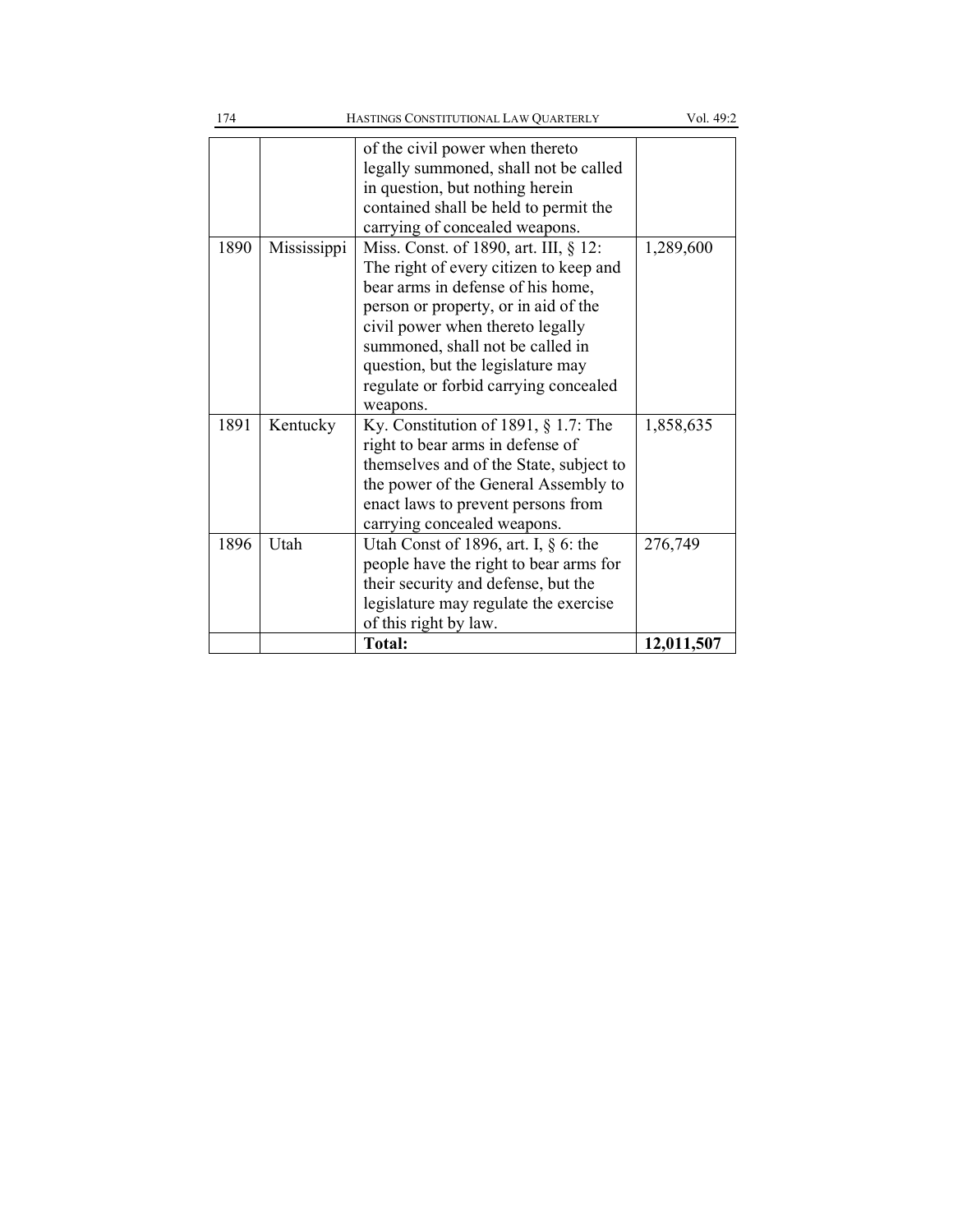| | | | |
|---|---|---|---|
| | | of the civil power when thereto legally summoned, shall not be called in question, but nothing herein contained shall be held to permit the carrying of concealed weapons. | |
| 1890 | Mississippi | Miss. Const. of 1890, art. III, § 12: The right of every citizen to keep and bear arms in defense of his home, person or property, or in aid of the civil power when thereto legally summoned, shall not be called in question, but the legislature may regulate or forbid carrying concealed weapons. | 1,289,600 |
| 1891 | Kentucky | Ky. Constitution of 1891, § 1.7: The right to bear arms in defense of themselves and of the State, subject to the power of the General Assembly to enact laws to prevent persons from carrying concealed weapons. | 1,858,635 |
| 1896 | Utah | Utah Const of 1896, art. I, § 6: the people have the right to bear arms for their security and defense, but the legislature may regulate the exercise of this right by law. | 276,749 |
| | | **Total:** | **12,011,507** |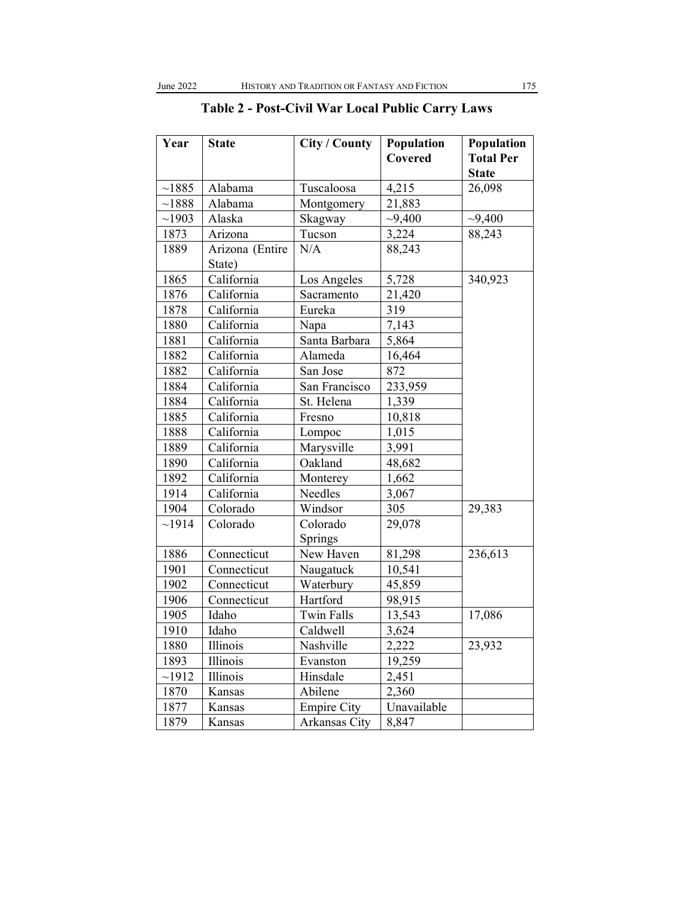## Table 2 - Post-Civil War Local Public Carry Laws

| Year | State | City / County | Population Covered | Population Total Per State |
|---|---|---|---|---|
| ~1885 | Alabama | Tuscaloosa | 4,215 | 26,098 |
| ~1888 | Alabama | Montgomery | 21,883 | |
| ~1903 | Alaska | Skagway | ~9,400 | ~9,400 |
| 1873 | Arizona | Tucson | 3,224 | 88,243 |
| 1889 | Arizona (Entire State) | N/A | 88,243 | |
| 1865 | California | Los Angeles | 5,728 | 340,923 |
| 1876 | California | Sacramento | 21,420 | |
| 1878 | California | Eureka | 319 | |
| 1880 | California | Napa | 7,143 | |
| 1881 | California | Santa Barbara | 5,864 | |
| 1882 | California | Alameda | 16,464 | |
| 1882 | California | San Jose | 872 | |
| 1884 | California | San Francisco | 233,959 | |
| 1884 | California | St. Helena | 1,339 | |
| 1885 | California | Fresno | 10,818 | |
| 1888 | California | Lompoc | 1,015 | |
| 1889 | California | Marysville | 3,991 | |
| 1890 | California | Oakland | 48,682 | |
| 1892 | California | Monterey | 1,662 | |
| 1914 | California | Needles | 3,067 | |
| 1904 | Colorado | Windsor | 305 | 29,383 |
| ~1914 | Colorado | Colorado Springs | 29,078 | |
| 1886 | Connecticut | New Haven | 81,298 | 236,613 |
| 1901 | Connecticut | Naugatuck | 10,541 | |
| 1902 | Connecticut | Waterbury | 45,859 | |
| 1906 | Connecticut | Hartford | 98,915 | |
| 1905 | Idaho | Twin Falls | 13,543 | 17,086 |
| 1910 | Idaho | Caldwell | 3,624 | |
| 1880 | Illinois | Nashville | 2,222 | 23,932 |
| 1893 | Illinois | Evanston | 19,259 | |
| ~1912 | Illinois | Hinsdale | 2,451 | |
| 1870 | Kansas | Abilene | 2,360 | |
| 1877 | Kansas | Empire City | Unavailable | |
| 1879 | Kansas | Arkansas City | 8,847 | |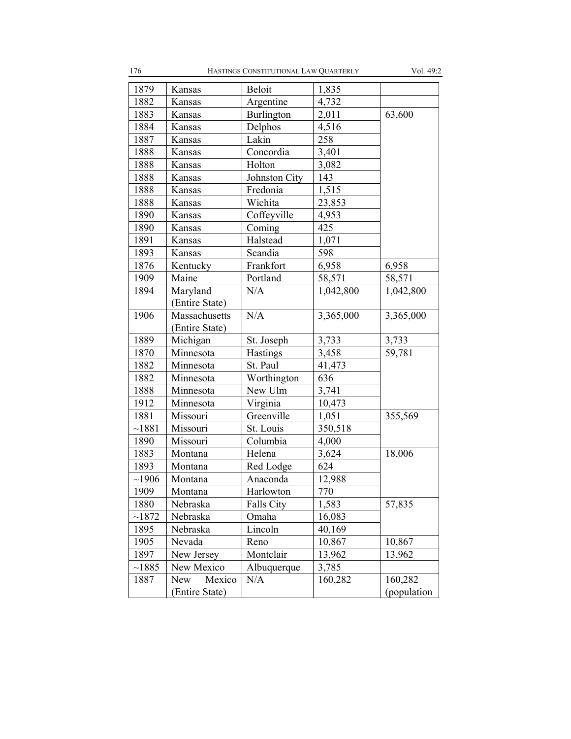| | | | | |
|---|---|---|---|---|
| 1879 | Kansas | Beloit | 1,835 | |
| 1882 | Kansas | Argentine | 4,732 | |
| 1883 | Kansas | Burlington | 2,011 | 63,600 |
| 1884 | Kansas | Delphos | 4,516 | |
| 1887 | Kansas | Lakin | 258 | |
| 1888 | Kansas | Concordia | 3,401 | |
| 1888 | Kansas | Holton | 3,082 | |
| 1888 | Kansas | Johnston City | 143 | |
| 1888 | Kansas | Fredonia | 1,515 | |
| 1888 | Kansas | Wichita | 23,853 | |
| 1890 | Kansas | Coffeyville | 4,953 | |
| 1890 | Kansas | Coming | 425 | |
| 1891 | Kansas | Halstead | 1,071 | |
| 1893 | Kansas | Scandia | 598 | |
| 1876 | Kentucky | Frankfort | 6,958 | 6,958 |
| 1909 | Maine | Portland | 58,571 | 58,571 |
| 1894 | Maryland (Entire State) | N/A | 1,042,800 | 1,042,800 |
| 1906 | Massachusetts (Entire State) | N/A | 3,365,000 | 3,365,000 |
| 1889 | Michigan | St. Joseph | 3,733 | 3,733 |
| 1870 | Minnesota | Hastings | 3,458 | 59,781 |
| 1882 | Minnesota | St. Paul | 41,473 | |
| 1882 | Minnesota | Worthington | 636 | |
| 1888 | Minnesota | New Ulm | 3,741 | |
| 1912 | Minnesota | Virginia | 10,473 | |
| 1881 | Missouri | Greenville | 1,051 | 355,569 |
| ~1881 | Missouri | St. Louis | 350,518 | |
| 1890 | Missouri | Columbia | 4,000 | |
| 1883 | Montana | Helena | 3,624 | 18,006 |
| 1893 | Montana | Red Lodge | 624 | |
| ~1906 | Montana | Anaconda | 12,988 | |
| 1909 | Montana | Harlowton | 770 | |
| 1880 | Nebraska | Falls City | 1,583 | 57,835 |
| ~1872 | Nebraska | Omaha | 16,083 | |
| 1895 | Nebraska | Lincoln | 40,169 | |
| 1905 | Nevada | Reno | 10,867 | 10,867 |
| 1897 | New Jersey | Montclair | 13,962 | 13,962 |
| ~1885 | New Mexico | Albuquerque | 3,785 | |
| 1887 | New Mexico (Entire State) | N/A | 160,282 | 160,282 (population |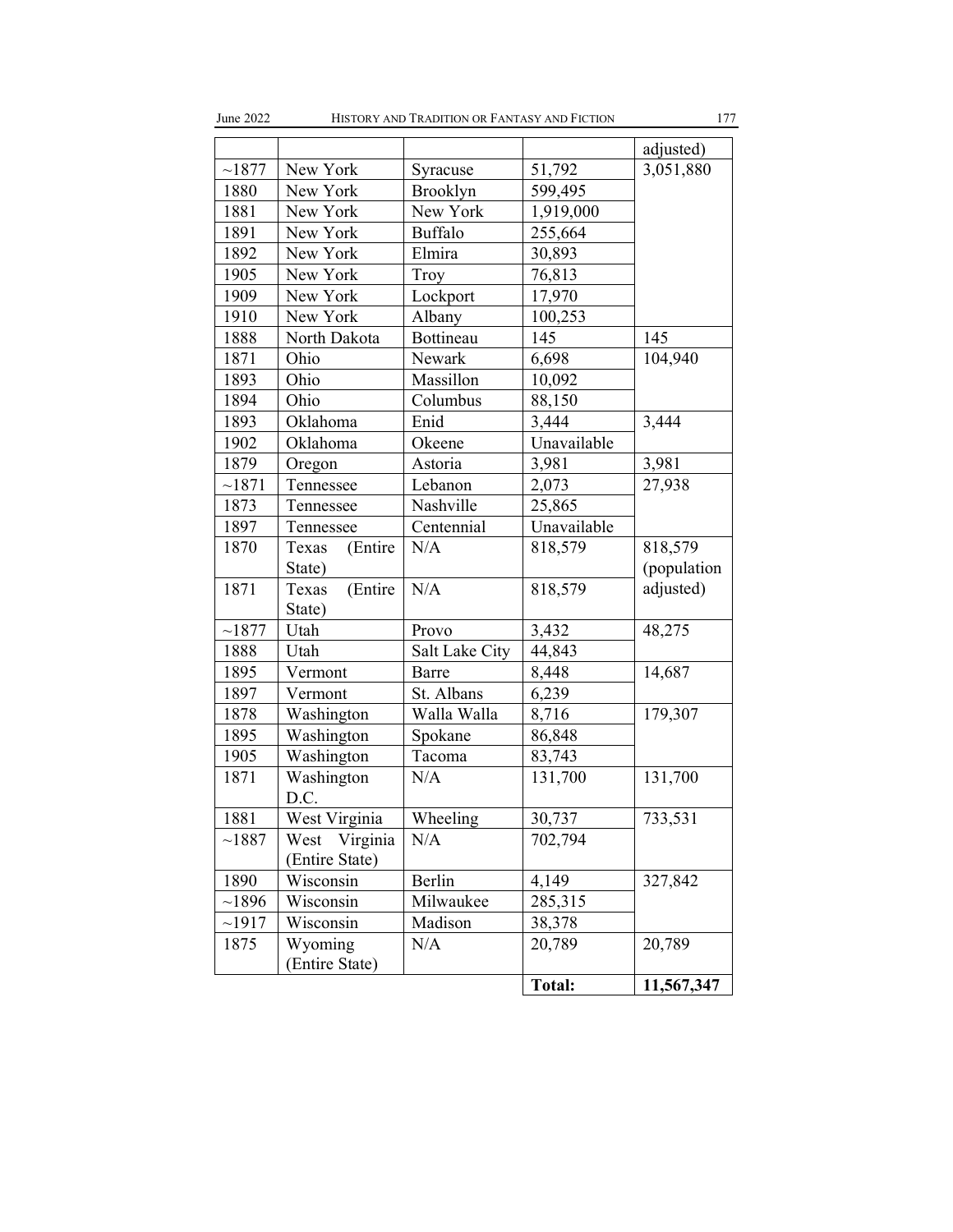| | | | | |
|---|---|---|---|---|
| | | | | adjusted) |
| ~1877 | New York | Syracuse | 51,792 | 3,051,880 |
| 1880 | New York | Brooklyn | 599,495 | |
| 1881 | New York | New York | 1,919,000 | |
| 1891 | New York | Buffalo | 255,664 | |
| 1892 | New York | Elmira | 30,893 | |
| 1905 | New York | Troy | 76,813 | |
| 1909 | New York | Lockport | 17,970 | |
| 1910 | New York | Albany | 100,253 | |
| 1888 | North Dakota | Bottineau | 145 | 145 |
| 1871 | Ohio | Newark | 6,698 | 104,940 |
| 1893 | Ohio | Massillon | 10,092 | |
| 1894 | Ohio | Columbus | 88,150 | |
| 1893 | Oklahoma | Enid | 3,444 | 3,444 |
| 1902 | Oklahoma | Okeene | Unavailable | |
| 1879 | Oregon | Astoria | 3,981 | 3,981 |
| ~1871 | Tennessee | Lebanon | 2,073 | 27,938 |
| 1873 | Tennessee | Nashville | 25,865 | |
| 1897 | Tennessee | Centennial | Unavailable | |
| 1870 | Texas (Entire State) | N/A | 818,579 | 818,579 (population adjusted) |
| 1871 | Texas (Entire State) | N/A | 818,579 | |
| ~1877 | Utah | Provo | 3,432 | 48,275 |
| 1888 | Utah | Salt Lake City | 44,843 | |
| 1895 | Vermont | Barre | 8,448 | 14,687 |
| 1897 | Vermont | St. Albans | 6,239 | |
| 1878 | Washington | Walla Walla | 8,716 | 179,307 |
| 1895 | Washington | Spokane | 86,848 | |
| 1905 | Washington | Tacoma | 83,743 | |
| 1871 | Washington D.C. | N/A | 131,700 | 131,700 |
| 1881 | West Virginia | Wheeling | 30,737 | 733,531 |
| ~1887 | West Virginia (Entire State) | N/A | 702,794 | |
| 1890 | Wisconsin | Berlin | 4,149 | 327,842 |
| ~1896 | Wisconsin | Milwaukee | 285,315 | |
| ~1917 | Wisconsin | Madison | 38,378 | |
| 1875 | Wyoming (Entire State) | N/A | 20,789 | 20,789 |
| | | | **Total:** | **11,567,347** |